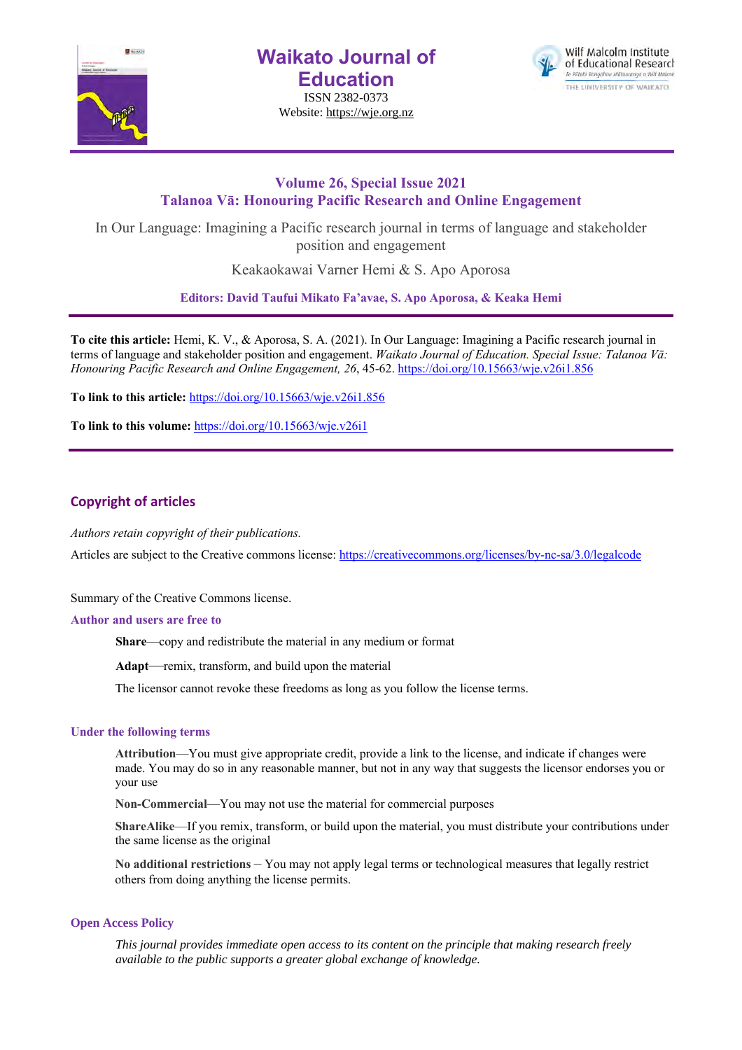# Waikato Journal of Education

ISSN 2382-0373

Website: https://wje.org.nz

## Volume 26, Special Issue 2021
## Talanoa Vā: Honouring Pacific Research and Online Engagement

In Our Language: Imagining a Pacific research journal in terms of language and stakeholder position and engagement

Keakaokawai Varner Hemi & S. Apo Aporosa

**Editors: David Taufui Mikato Fa'avae, S. Apo Aporosa, & Keaka Hemi**

**To cite this article:** Hemi, K. V., & Aporosa, S. A. (2021). In Our Language: Imagining a Pacific research journal in terms of language and stakeholder position and engagement. *Waikato Journal of Education. Special Issue: Talanoa Vā: Honouring Pacific Research and Online Engagement, 26*, 45-62. https://doi.org/10.15663/wje.v26i1.856

**To link to this article:** https://doi.org/10.15663/wje.v26i1.856

**To link to this volume:** https://doi.org/10.15663/wje.v26i1

## Copyright of articles

*Authors retain copyright of their publications.*

Articles are subject to the Creative commons license: https://creativecommons.org/licenses/by-nc-sa/3.0/legalcode

Summary of the Creative Commons license.

### Author and users are free to

**Share**—copy and redistribute the material in any medium or format

**Adapt**—remix, transform, and build upon the material

The licensor cannot revoke these freedoms as long as you follow the license terms.

### Under the following terms

**Attribution**—You must give appropriate credit, provide a link to the license, and indicate if changes were made. You may do so in any reasonable manner, but not in any way that suggests the licensor endorses you or your use

**Non-Commercial**—You may not use the material for commercial purposes

**ShareAlike**—If you remix, transform, or build upon the material, you must distribute your contributions under the same license as the original

**No additional restrictions** – You may not apply legal terms or technological measures that legally restrict others from doing anything the license permits.

### Open Access Policy

*This journal provides immediate open access to its content on the principle that making research freely available to the public supports a greater global exchange of knowledge.*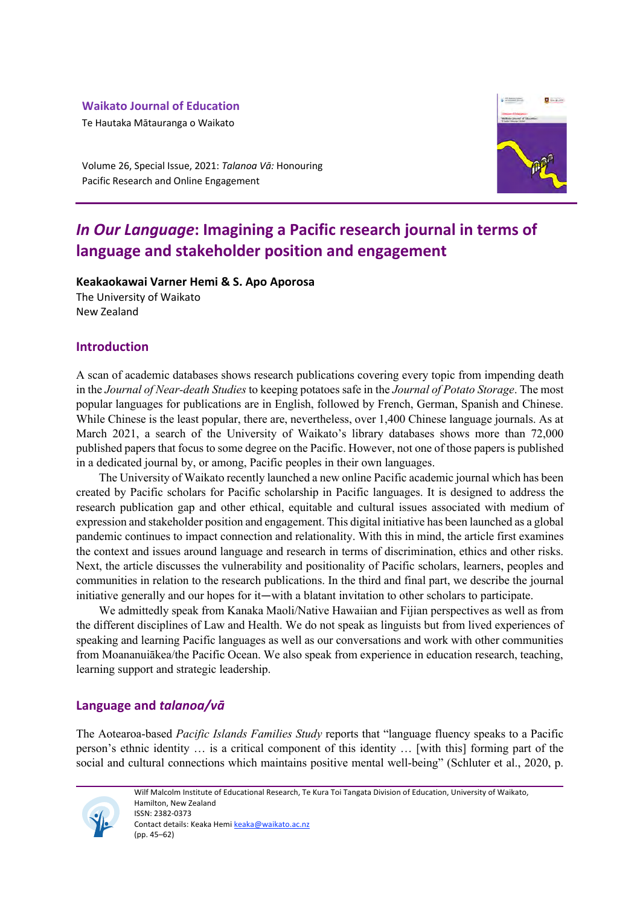**Waikato Journal of Education**

Te Hautaka Mātauranga o Waikato

Volume 26, Special Issue, 2021: *Talanoa Vā:* Honouring Pacific Research and Online Engagement

# *In Our Language*: Imagining a Pacific research journal in terms of language and stakeholder position and engagement

**Keakaokawai Varner Hemi & S. Apo Aporosa**

The University of Waikato

New Zealand

## Introduction

A scan of academic databases shows research publications covering every topic from impending death in the *Journal of Near-death Studies* to keeping potatoes safe in the *Journal of Potato Storage*. The most popular languages for publications are in English, followed by French, German, Spanish and Chinese. While Chinese is the least popular, there are, nevertheless, over 1,400 Chinese language journals. As at March 2021, a search of the University of Waikato's library databases shows more than 72,000 published papers that focus to some degree on the Pacific. However, not one of those papers is published in a dedicated journal by, or among, Pacific peoples in their own languages.

The University of Waikato recently launched a new online Pacific academic journal which has been created by Pacific scholars for Pacific scholarship in Pacific languages. It is designed to address the research publication gap and other ethical, equitable and cultural issues associated with medium of expression and stakeholder position and engagement. This digital initiative has been launched as a global pandemic continues to impact connection and relationality. With this in mind, the article first examines the context and issues around language and research in terms of discrimination, ethics and other risks. Next, the article discusses the vulnerability and positionality of Pacific scholars, learners, peoples and communities in relation to the research publications. In the third and final part, we describe the journal initiative generally and our hopes for it—with a blatant invitation to other scholars to participate.

We admittedly speak from Kanaka Maoli/Native Hawaiian and Fijian perspectives as well as from the different disciplines of Law and Health. We do not speak as linguists but from lived experiences of speaking and learning Pacific languages as well as our conversations and work with other communities from Moananuiākea/the Pacific Ocean. We also speak from experience in education research, teaching, learning support and strategic leadership.

## Language and *talanoa/vā*

The Aotearoa-based *Pacific Islands Families Study* reports that "language fluency speaks to a Pacific person's ethnic identity … is a critical component of this identity … [with this] forming part of the social and cultural connections which maintains positive mental well-being" (Schluter et al., 2020, p.

Wilf Malcolm Institute of Educational Research, Te Kura Toi Tangata Division of Education, University of Waikato, Hamilton, New Zealand

ISSN: 2382-0373

Contact details: Keaka Hemi keaka@waikato.ac.nz

(pp. 45–62)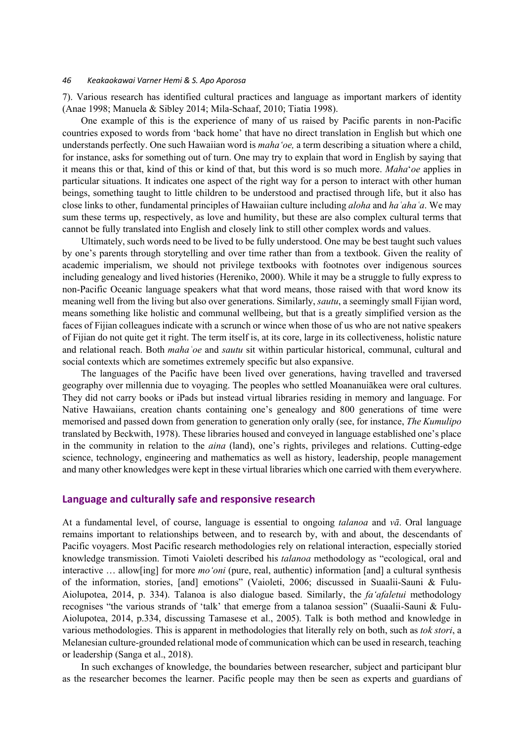7). Various research has identified cultural practices and language as important markers of identity (Anae 1998; Manuela & Sibley 2014; Mila-Schaaf, 2010; Tiatia 1998).

One example of this is the experience of many of us raised by Pacific parents in non-Pacific countries exposed to words from 'back home' that have no direct translation in English but which one understands perfectly. One such Hawaiian word is *maha'oe,* a term describing a situation where a child, for instance, asks for something out of turn. One may try to explain that word in English by saying that it means this or that, kind of this or kind of that, but this word is so much more. *Maha*'*oe* applies in particular situations. It indicates one aspect of the right way for a person to interact with other human beings, something taught to little children to be understood and practised through life, but it also has close links to other, fundamental principles of Hawaiian culture including *aloha* and *haʿahaʿa*. We may sum these terms up, respectively, as love and humility, but these are also complex cultural terms that cannot be fully translated into English and closely link to still other complex words and values.

Ultimately, such words need to be lived to be fully understood. One may be best taught such values by one's parents through storytelling and over time rather than from a textbook. Given the reality of academic imperialism, we should not privilege textbooks with footnotes over indigenous sources including genealogy and lived histories (Hereniko, 2000). While it may be a struggle to fully express to non-Pacific Oceanic language speakers what that word means, those raised with that word know its meaning well from the living but also over generations. Similarly, *sautu*, a seemingly small Fijian word, means something like holistic and communal wellbeing, but that is a greatly simplified version as the faces of Fijian colleagues indicate with a scrunch or wince when those of us who are not native speakers of Fijian do not quite get it right. The term itself is, at its core, large in its collectiveness, holistic nature and relational reach. Both *mahaʿoe* and *sautu* sit within particular historical, communal, cultural and social contexts which are sometimes extremely specific but also expansive.

The languages of the Pacific have been lived over generations, having travelled and traversed geography over millennia due to voyaging. The peoples who settled Moananuiākea were oral cultures. They did not carry books or iPads but instead virtual libraries residing in memory and language. For Native Hawaiians, creation chants containing one's genealogy and 800 generations of time were memorised and passed down from generation to generation only orally (see, for instance, *The Kumulipo* translated by Beckwith, 1978). These libraries housed and conveyed in language established one's place in the community in relation to the *aina* (land), one's rights, privileges and relations. Cutting-edge science, technology, engineering and mathematics as well as history, leadership, people management and many other knowledges were kept in these virtual libraries which one carried with them everywhere.

## Language and culturally safe and responsive research

At a fundamental level, of course, language is essential to ongoing *talanoa* and *vā*. Oral language remains important to relationships between, and to research by, with and about, the descendants of Pacific voyagers. Most Pacific research methodologies rely on relational interaction, especially storied knowledge transmission. Timoti Vaioleti described his *talanoa* methodology as "ecological, oral and interactive … allow[ing] for more *mo'oni* (pure, real, authentic) information [and] a cultural synthesis of the information, stories, [and] emotions" (Vaioleti, 2006; discussed in Suaalii-Sauni & Fulu-Aiolupotea, 2014, p. 334). Talanoa is also dialogue based. Similarly, the *fa'afaletui* methodology recognises "the various strands of 'talk' that emerge from a talanoa session" (Suaalii-Sauni & Fulu-Aiolupotea, 2014, p.334, discussing Tamasese et al., 2005). Talk is both method and knowledge in various methodologies. This is apparent in methodologies that literally rely on both, such as *tok stori*, a Melanesian culture-grounded relational mode of communication which can be used in research, teaching or leadership (Sanga et al., 2018).

In such exchanges of knowledge, the boundaries between researcher, subject and participant blur as the researcher becomes the learner. Pacific people may then be seen as experts and guardians of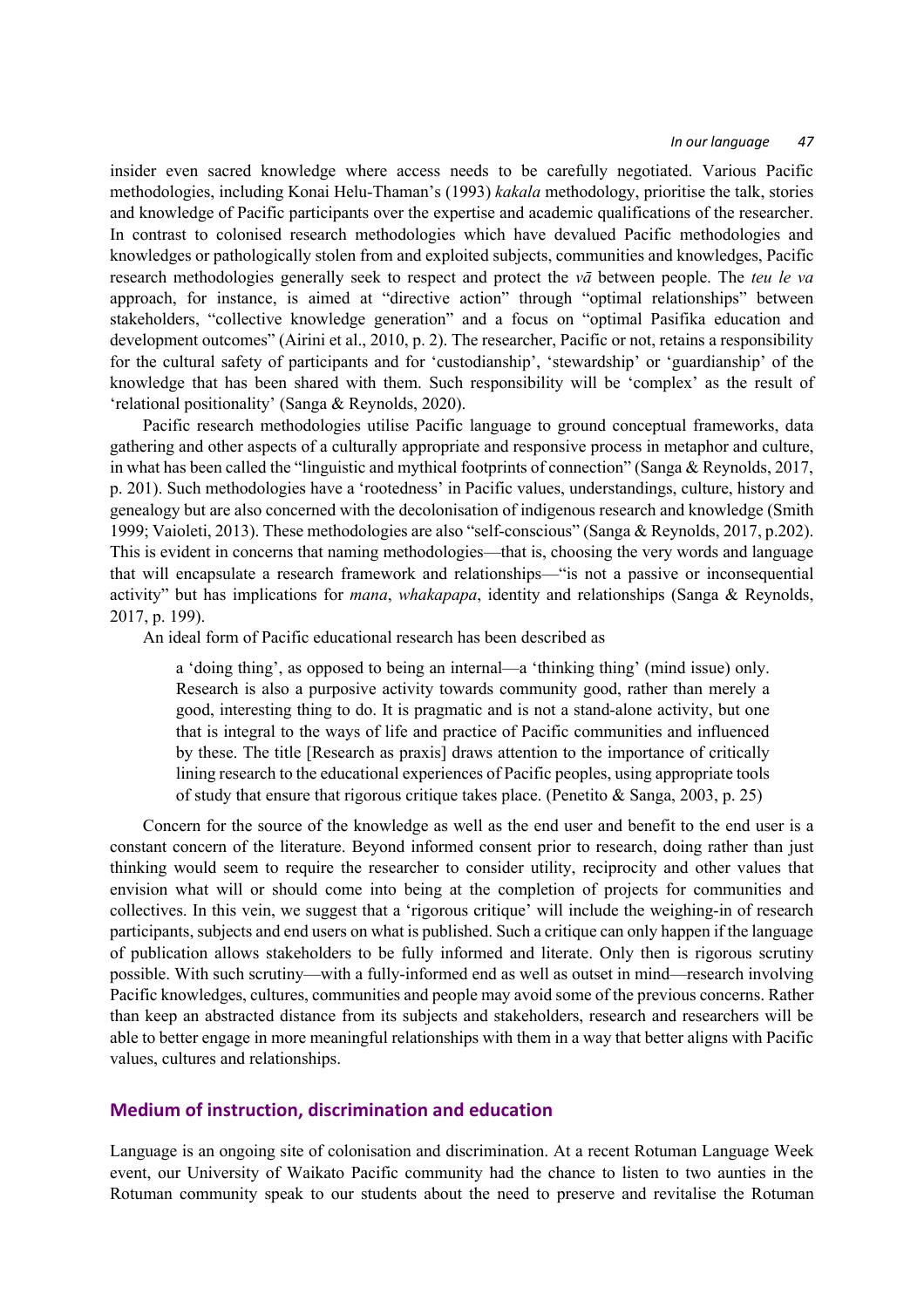insider even sacred knowledge where access needs to be carefully negotiated. Various Pacific methodologies, including Konai Helu-Thaman's (1993) *kakala* methodology, prioritise the talk, stories and knowledge of Pacific participants over the expertise and academic qualifications of the researcher. In contrast to colonised research methodologies which have devalued Pacific methodologies and knowledges or pathologically stolen from and exploited subjects, communities and knowledges, Pacific research methodologies generally seek to respect and protect the *vā* between people. The *teu le va* approach, for instance, is aimed at "directive action" through "optimal relationships" between stakeholders, "collective knowledge generation" and a focus on "optimal Pasifika education and development outcomes" (Airini et al., 2010, p. 2). The researcher, Pacific or not, retains a responsibility for the cultural safety of participants and for 'custodianship', 'stewardship' or 'guardianship' of the knowledge that has been shared with them. Such responsibility will be 'complex' as the result of 'relational positionality' (Sanga & Reynolds, 2020).

Pacific research methodologies utilise Pacific language to ground conceptual frameworks, data gathering and other aspects of a culturally appropriate and responsive process in metaphor and culture, in what has been called the "linguistic and mythical footprints of connection" (Sanga & Reynolds, 2017, p. 201). Such methodologies have a 'rootedness' in Pacific values, understandings, culture, history and genealogy but are also concerned with the decolonisation of indigenous research and knowledge (Smith 1999; Vaioleti, 2013). These methodologies are also "self-conscious" (Sanga & Reynolds, 2017, p.202). This is evident in concerns that naming methodologies—that is, choosing the very words and language that will encapsulate a research framework and relationships—"is not a passive or inconsequential activity" but has implications for *mana*, *whakapapa*, identity and relationships (Sanga & Reynolds, 2017, p. 199).

An ideal form of Pacific educational research has been described as

> a 'doing thing', as opposed to being an internal—a 'thinking thing' (mind issue) only. Research is also a purposive activity towards community good, rather than merely a good, interesting thing to do. It is pragmatic and is not a stand-alone activity, but one that is integral to the ways of life and practice of Pacific communities and influenced by these. The title [Research as praxis] draws attention to the importance of critically lining research to the educational experiences of Pacific peoples, using appropriate tools of study that ensure that rigorous critique takes place. (Penetito & Sanga, 2003, p. 25)

Concern for the source of the knowledge as well as the end user and benefit to the end user is a constant concern of the literature. Beyond informed consent prior to research, doing rather than just thinking would seem to require the researcher to consider utility, reciprocity and other values that envision what will or should come into being at the completion of projects for communities and collectives. In this vein, we suggest that a 'rigorous critique' will include the weighing-in of research participants, subjects and end users on what is published. Such a critique can only happen if the language of publication allows stakeholders to be fully informed and literate. Only then is rigorous scrutiny possible. With such scrutiny—with a fully-informed end as well as outset in mind—research involving Pacific knowledges, cultures, communities and people may avoid some of the previous concerns. Rather than keep an abstracted distance from its subjects and stakeholders, research and researchers will be able to better engage in more meaningful relationships with them in a way that better aligns with Pacific values, cultures and relationships.

## Medium of instruction, discrimination and education

Language is an ongoing site of colonisation and discrimination. At a recent Rotuman Language Week event, our University of Waikato Pacific community had the chance to listen to two aunties in the Rotuman community speak to our students about the need to preserve and revitalise the Rotuman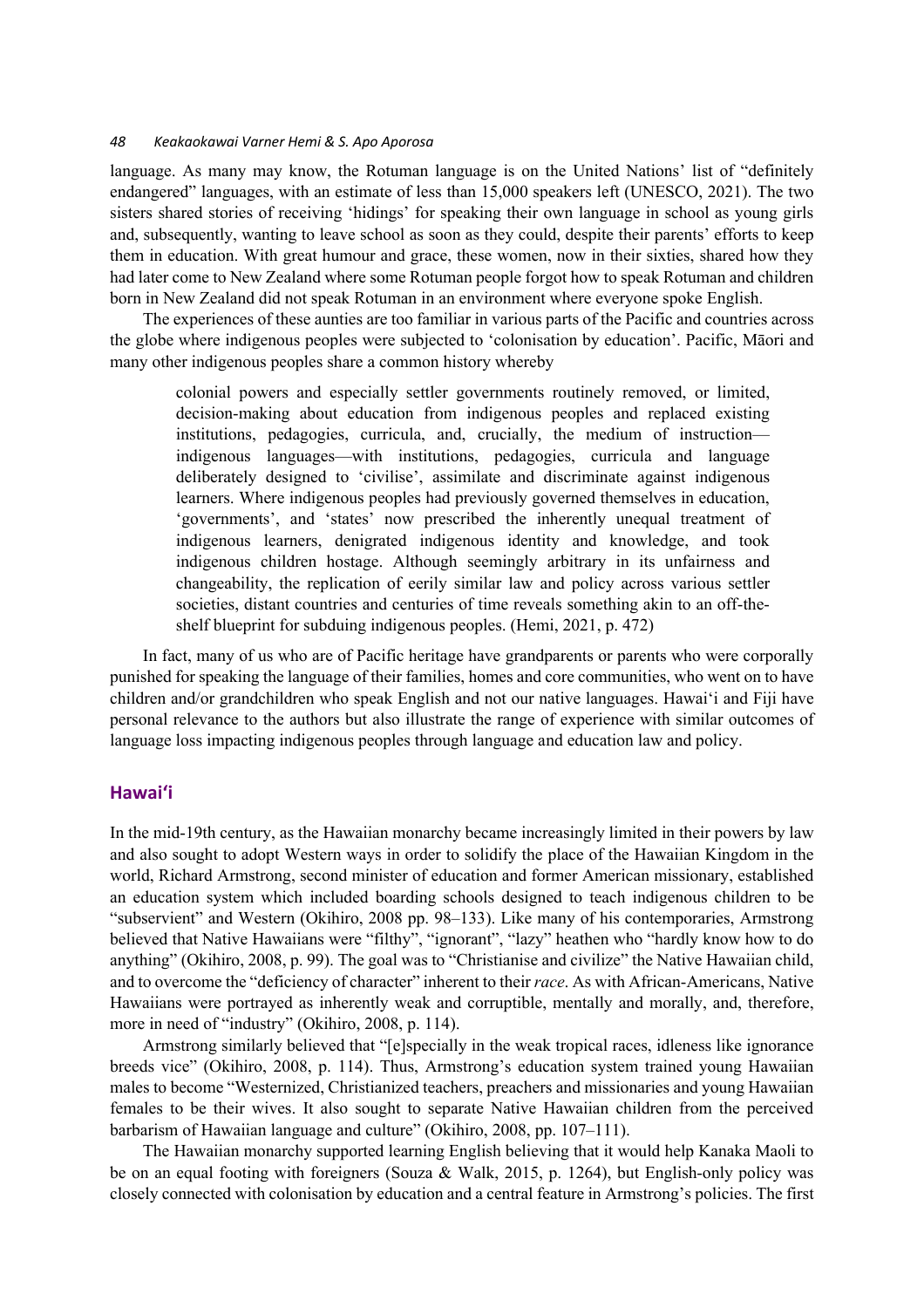language. As many may know, the Rotuman language is on the United Nations' list of "definitely endangered" languages, with an estimate of less than 15,000 speakers left (UNESCO, 2021). The two sisters shared stories of receiving 'hidings' for speaking their own language in school as young girls and, subsequently, wanting to leave school as soon as they could, despite their parents' efforts to keep them in education. With great humour and grace, these women, now in their sixties, shared how they had later come to New Zealand where some Rotuman people forgot how to speak Rotuman and children born in New Zealand did not speak Rotuman in an environment where everyone spoke English.

The experiences of these aunties are too familiar in various parts of the Pacific and countries across the globe where indigenous peoples were subjected to 'colonisation by education'. Pacific, Māori and many other indigenous peoples share a common history whereby

> colonial powers and especially settler governments routinely removed, or limited, decision-making about education from indigenous peoples and replaced existing institutions, pedagogies, curricula, and, crucially, the medium of instruction—indigenous languages—with institutions, pedagogies, curricula and language deliberately designed to 'civilise', assimilate and discriminate against indigenous learners. Where indigenous peoples had previously governed themselves in education, 'governments', and 'states' now prescribed the inherently unequal treatment of indigenous learners, denigrated indigenous identity and knowledge, and took indigenous children hostage. Although seemingly arbitrary in its unfairness and changeability, the replication of eerily similar law and policy across various settler societies, distant countries and centuries of time reveals something akin to an off-the-shelf blueprint for subduing indigenous peoples. (Hemi, 2021, p. 472)

In fact, many of us who are of Pacific heritage have grandparents or parents who were corporally punished for speaking the language of their families, homes and core communities, who went on to have children and/or grandchildren who speak English and not our native languages. Hawai'i and Fiji have personal relevance to the authors but also illustrate the range of experience with similar outcomes of language loss impacting indigenous peoples through language and education law and policy.

## Hawai'i

In the mid-19th century, as the Hawaiian monarchy became increasingly limited in their powers by law and also sought to adopt Western ways in order to solidify the place of the Hawaiian Kingdom in the world, Richard Armstrong, second minister of education and former American missionary, established an education system which included boarding schools designed to teach indigenous children to be "subservient" and Western (Okihiro, 2008 pp. 98–133). Like many of his contemporaries, Armstrong believed that Native Hawaiians were "filthy", "ignorant", "lazy" heathen who "hardly know how to do anything" (Okihiro, 2008, p. 99). The goal was to "Christianise and civilize" the Native Hawaiian child, and to overcome the "deficiency of character" inherent to their *race*. As with African-Americans, Native Hawaiians were portrayed as inherently weak and corruptible, mentally and morally, and, therefore, more in need of "industry" (Okihiro, 2008, p. 114).

Armstrong similarly believed that "[e]specially in the weak tropical races, idleness like ignorance breeds vice" (Okihiro, 2008, p. 114). Thus, Armstrong's education system trained young Hawaiian males to become "Westernized, Christianized teachers, preachers and missionaries and young Hawaiian females to be their wives. It also sought to separate Native Hawaiian children from the perceived barbarism of Hawaiian language and culture" (Okihiro, 2008, pp. 107–111).

The Hawaiian monarchy supported learning English believing that it would help Kanaka Maoli to be on an equal footing with foreigners (Souza & Walk, 2015, p. 1264), but English-only policy was closely connected with colonisation by education and a central feature in Armstrong's policies. The first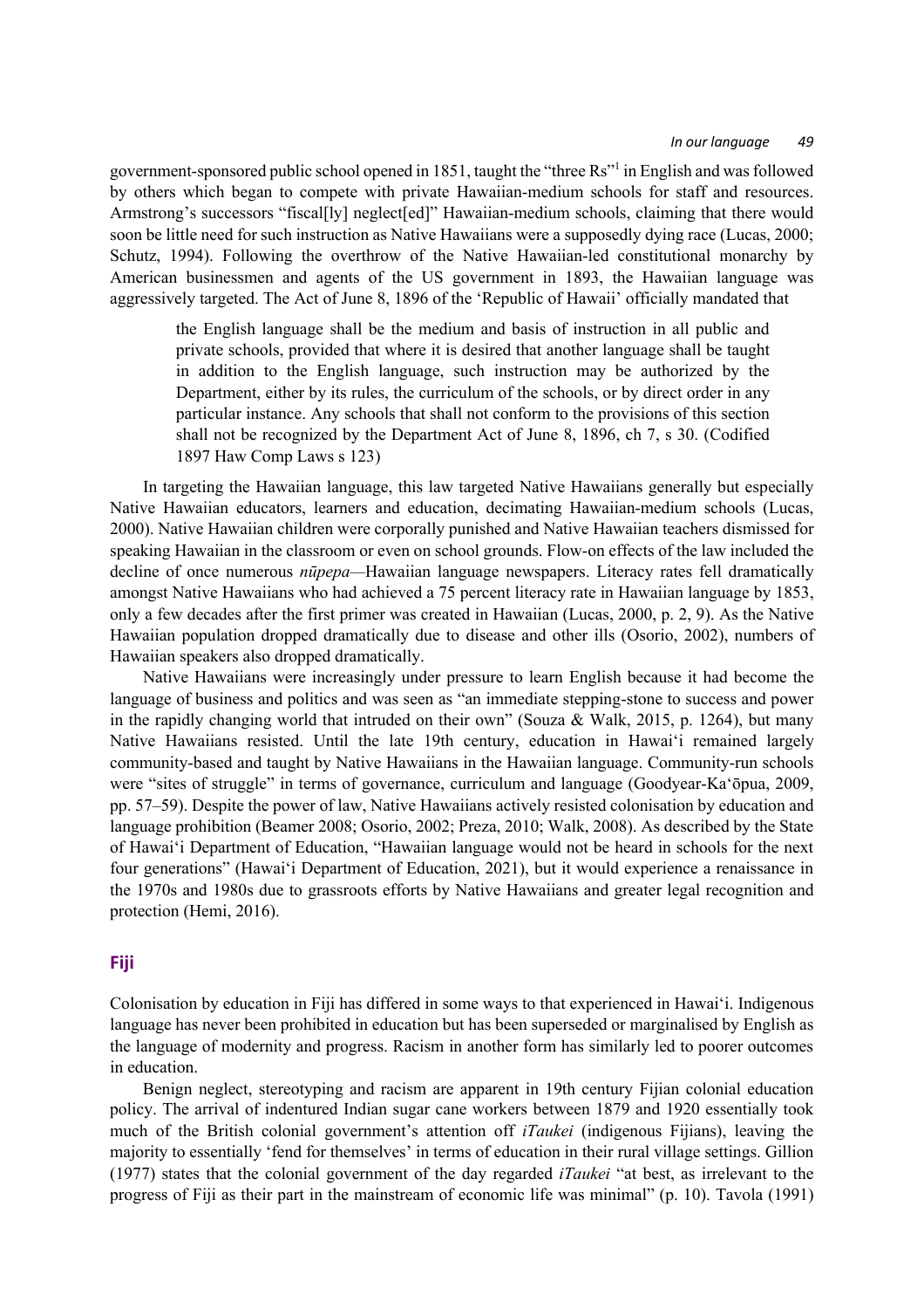government-sponsored public school opened in 1851, taught the "three Rs"[1] in English and was followed by others which began to compete with private Hawaiian-medium schools for staff and resources. Armstrong's successors "fiscal[ly] neglect[ed]" Hawaiian-medium schools, claiming that there would soon be little need for such instruction as Native Hawaiians were a supposedly dying race (Lucas, 2000; Schutz, 1994). Following the overthrow of the Native Hawaiian-led constitutional monarchy by American businessmen and agents of the US government in 1893, the Hawaiian language was aggressively targeted. The Act of June 8, 1896 of the 'Republic of Hawaii' officially mandated that

> the English language shall be the medium and basis of instruction in all public and private schools, provided that where it is desired that another language shall be taught in addition to the English language, such instruction may be authorized by the Department, either by its rules, the curriculum of the schools, or by direct order in any particular instance. Any schools that shall not conform to the provisions of this section shall not be recognized by the Department Act of June 8, 1896, ch 7, s 30. (Codified 1897 Haw Comp Laws s 123)

In targeting the Hawaiian language, this law targeted Native Hawaiians generally but especially Native Hawaiian educators, learners and education, decimating Hawaiian-medium schools (Lucas, 2000). Native Hawaiian children were corporally punished and Native Hawaiian teachers dismissed for speaking Hawaiian in the classroom or even on school grounds. Flow-on effects of the law included the decline of once numerous *nūpepa*—Hawaiian language newspapers. Literacy rates fell dramatically amongst Native Hawaiians who had achieved a 75 percent literacy rate in Hawaiian language by 1853, only a few decades after the first primer was created in Hawaiian (Lucas, 2000, p. 2, 9). As the Native Hawaiian population dropped dramatically due to disease and other ills (Osorio, 2002), numbers of Hawaiian speakers also dropped dramatically.

Native Hawaiians were increasingly under pressure to learn English because it had become the language of business and politics and was seen as "an immediate stepping-stone to success and power in the rapidly changing world that intruded on their own" (Souza & Walk, 2015, p. 1264), but many Native Hawaiians resisted. Until the late 19th century, education in Hawai'i remained largely community-based and taught by Native Hawaiians in the Hawaiian language. Community-run schools were "sites of struggle" in terms of governance, curriculum and language (Goodyear-Ka'ōpua, 2009, pp. 57–59). Despite the power of law, Native Hawaiians actively resisted colonisation by education and language prohibition (Beamer 2008; Osorio, 2002; Preza, 2010; Walk, 2008). As described by the State of Hawai'i Department of Education, "Hawaiian language would not be heard in schools for the next four generations" (Hawai'i Department of Education, 2021), but it would experience a renaissance in the 1970s and 1980s due to grassroots efforts by Native Hawaiians and greater legal recognition and protection (Hemi, 2016).

## Fiji

Colonisation by education in Fiji has differed in some ways to that experienced in Hawai'i. Indigenous language has never been prohibited in education but has been superseded or marginalised by English as the language of modernity and progress. Racism in another form has similarly led to poorer outcomes in education.

Benign neglect, stereotyping and racism are apparent in 19th century Fijian colonial education policy. The arrival of indentured Indian sugar cane workers between 1879 and 1920 essentially took much of the British colonial government's attention off *iTaukei* (indigenous Fijians), leaving the majority to essentially 'fend for themselves' in terms of education in their rural village settings. Gillion (1977) states that the colonial government of the day regarded *iTaukei* "at best, as irrelevant to the progress of Fiji as their part in the mainstream of economic life was minimal" (p. 10). Tavola (1991)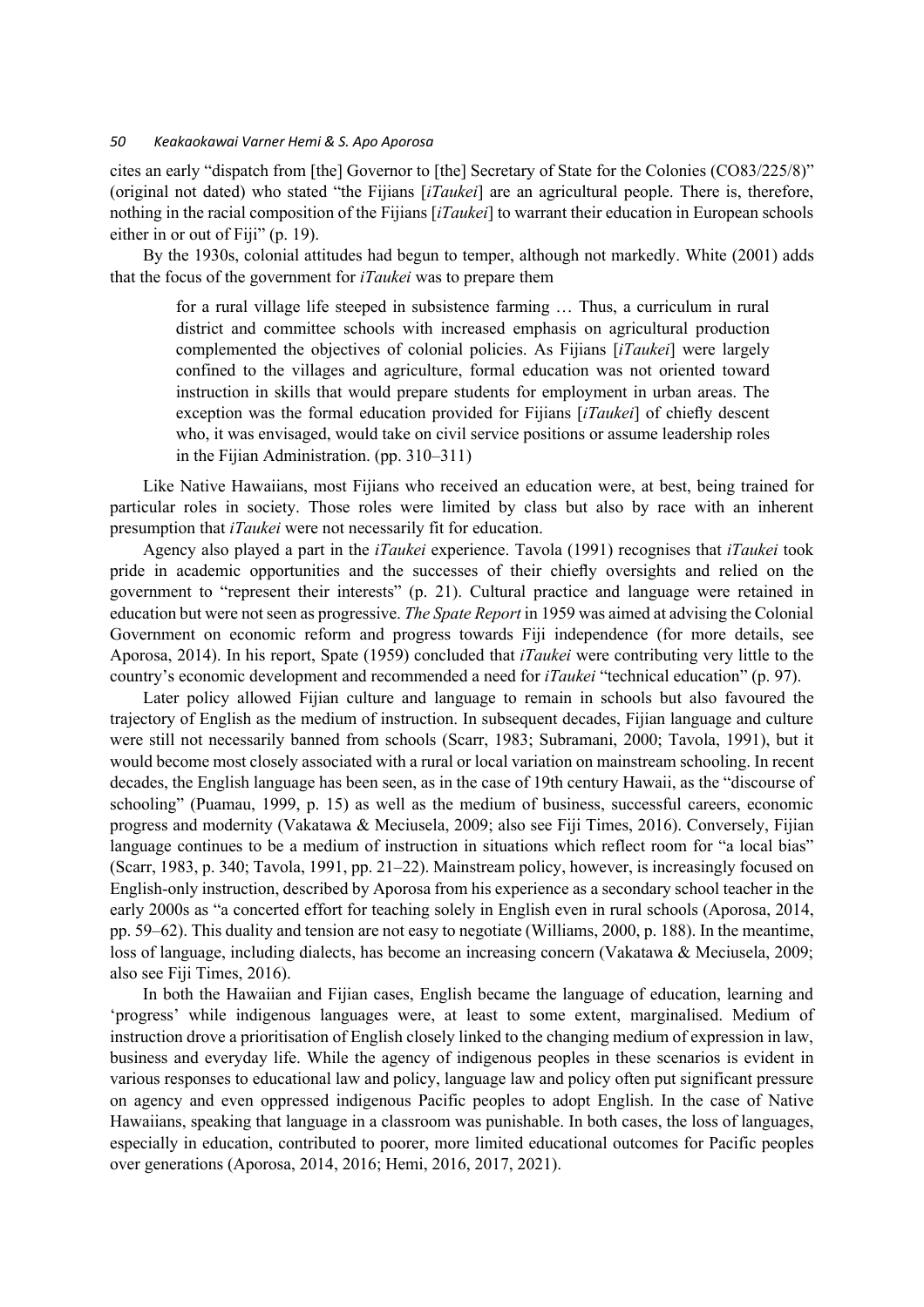cites an early "dispatch from [the] Governor to [the] Secretary of State for the Colonies (CO83/225/8)" (original not dated) who stated "the Fijians [*iTaukei*] are an agricultural people. There is, therefore, nothing in the racial composition of the Fijians [*iTaukei*] to warrant their education in European schools either in or out of Fiji" (p. 19).

By the 1930s, colonial attitudes had begun to temper, although not markedly. White (2001) adds that the focus of the government for *iTaukei* was to prepare them

> for a rural village life steeped in subsistence farming … Thus, a curriculum in rural district and committee schools with increased emphasis on agricultural production complemented the objectives of colonial policies. As Fijians [*iTaukei*] were largely confined to the villages and agriculture, formal education was not oriented toward instruction in skills that would prepare students for employment in urban areas. The exception was the formal education provided for Fijians [*iTaukei*] of chiefly descent who, it was envisaged, would take on civil service positions or assume leadership roles in the Fijian Administration. (pp. 310–311)

Like Native Hawaiians, most Fijians who received an education were, at best, being trained for particular roles in society. Those roles were limited by class but also by race with an inherent presumption that *iTaukei* were not necessarily fit for education.

Agency also played a part in the *iTaukei* experience. Tavola (1991) recognises that *iTaukei* took pride in academic opportunities and the successes of their chiefly oversights and relied on the government to "represent their interests" (p. 21). Cultural practice and language were retained in education but were not seen as progressive. *The Spate Report* in 1959 was aimed at advising the Colonial Government on economic reform and progress towards Fiji independence (for more details, see Aporosa, 2014). In his report, Spate (1959) concluded that *iTaukei* were contributing very little to the country's economic development and recommended a need for *iTaukei* "technical education" (p. 97).

Later policy allowed Fijian culture and language to remain in schools but also favoured the trajectory of English as the medium of instruction. In subsequent decades, Fijian language and culture were still not necessarily banned from schools (Scarr, 1983; Subramani, 2000; Tavola, 1991), but it would become most closely associated with a rural or local variation on mainstream schooling. In recent decades, the English language has been seen, as in the case of 19th century Hawaii, as the "discourse of schooling" (Puamau, 1999, p. 15) as well as the medium of business, successful careers, economic progress and modernity (Vakatawa & Meciusela, 2009; also see Fiji Times, 2016). Conversely, Fijian language continues to be a medium of instruction in situations which reflect room for "a local bias" (Scarr, 1983, p. 340; Tavola, 1991, pp. 21–22). Mainstream policy, however, is increasingly focused on English-only instruction, described by Aporosa from his experience as a secondary school teacher in the early 2000s as "a concerted effort for teaching solely in English even in rural schools (Aporosa, 2014, pp. 59–62). This duality and tension are not easy to negotiate (Williams, 2000, p. 188). In the meantime, loss of language, including dialects, has become an increasing concern (Vakatawa & Meciusela, 2009; also see Fiji Times, 2016).

In both the Hawaiian and Fijian cases, English became the language of education, learning and 'progress' while indigenous languages were, at least to some extent, marginalised. Medium of instruction drove a prioritisation of English closely linked to the changing medium of expression in law, business and everyday life. While the agency of indigenous peoples in these scenarios is evident in various responses to educational law and policy, language law and policy often put significant pressure on agency and even oppressed indigenous Pacific peoples to adopt English. In the case of Native Hawaiians, speaking that language in a classroom was punishable. In both cases, the loss of languages, especially in education, contributed to poorer, more limited educational outcomes for Pacific peoples over generations (Aporosa, 2014, 2016; Hemi, 2016, 2017, 2021).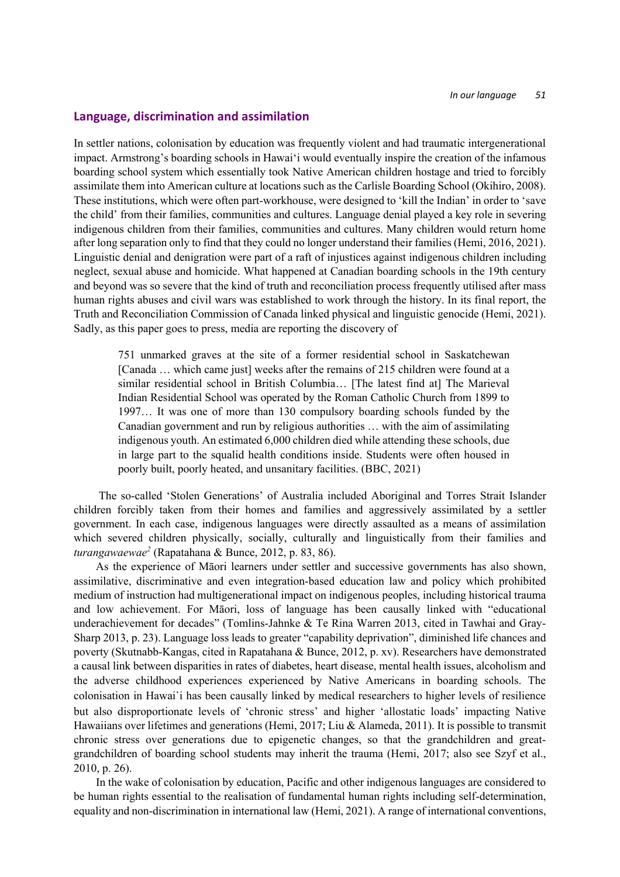## Language, discrimination and assimilation

In settler nations, colonisation by education was frequently violent and had traumatic intergenerational impact. Armstrong's boarding schools in Hawaiʻi would eventually inspire the creation of the infamous boarding school system which essentially took Native American children hostage and tried to forcibly assimilate them into American culture at locations such as the Carlisle Boarding School (Okihiro, 2008). These institutions, which were often part-workhouse, were designed to 'kill the Indian' in order to 'save the child' from their families, communities and cultures. Language denial played a key role in severing indigenous children from their families, communities and cultures. Many children would return home after long separation only to find that they could no longer understand their families (Hemi, 2016, 2021). Linguistic denial and denigration were part of a raft of injustices against indigenous children including neglect, sexual abuse and homicide. What happened at Canadian boarding schools in the 19th century and beyond was so severe that the kind of truth and reconciliation process frequently utilised after mass human rights abuses and civil wars was established to work through the history. In its final report, the Truth and Reconciliation Commission of Canada linked physical and linguistic genocide (Hemi, 2021). Sadly, as this paper goes to press, media are reporting the discovery of

> 751 unmarked graves at the site of a former residential school in Saskatchewan [Canada … which came just] weeks after the remains of 215 children were found at a similar residential school in British Columbia… [The latest find at] The Marieval Indian Residential School was operated by the Roman Catholic Church from 1899 to 1997… It was one of more than 130 compulsory boarding schools funded by the Canadian government and run by religious authorities … with the aim of assimilating indigenous youth. An estimated 6,000 children died while attending these schools, due in large part to the squalid health conditions inside. Students were often housed in poorly built, poorly heated, and unsanitary facilities. (BBC, 2021)

The so-called 'Stolen Generations' of Australia included Aboriginal and Torres Strait Islander children forcibly taken from their homes and families and aggressively assimilated by a settler government. In each case, indigenous languages were directly assaulted as a means of assimilation which severed children physically, socially, culturally and linguistically from their families and *turangawaewae*[2] (Rapatahana & Bunce, 2012, p. 83, 86).

As the experience of Māori learners under settler and successive governments has also shown, assimilative, discriminative and even integration-based education law and policy which prohibited medium of instruction had multigenerational impact on indigenous peoples, including historical trauma and low achievement. For Māori, loss of language has been causally linked with "educational underachievement for decades" (Tomlins-Jahnke & Te Rina Warren 2013, cited in Tawhai and Gray-Sharp 2013, p. 23). Language loss leads to greater "capability deprivation", diminished life chances and poverty (Skutnabb-Kangas, cited in Rapatahana & Bunce, 2012, p. xv). Researchers have demonstrated a causal link between disparities in rates of diabetes, heart disease, mental health issues, alcoholism and the adverse childhood experiences experienced by Native Americans in boarding schools. The colonisation in Hawaiʻi has been causally linked by medical researchers to higher levels of resilience but also disproportionate levels of 'chronic stress' and higher 'allostatic loads' impacting Native Hawaiians over lifetimes and generations (Hemi, 2017; Liu & Alameda, 2011). It is possible to transmit chronic stress over generations due to epigenetic changes, so that the grandchildren and great-grandchildren of boarding school students may inherit the trauma (Hemi, 2017; also see Szyf et al., 2010, p. 26).

In the wake of colonisation by education, Pacific and other indigenous languages are considered to be human rights essential to the realisation of fundamental human rights including self-determination, equality and non-discrimination in international law (Hemi, 2021). A range of international conventions,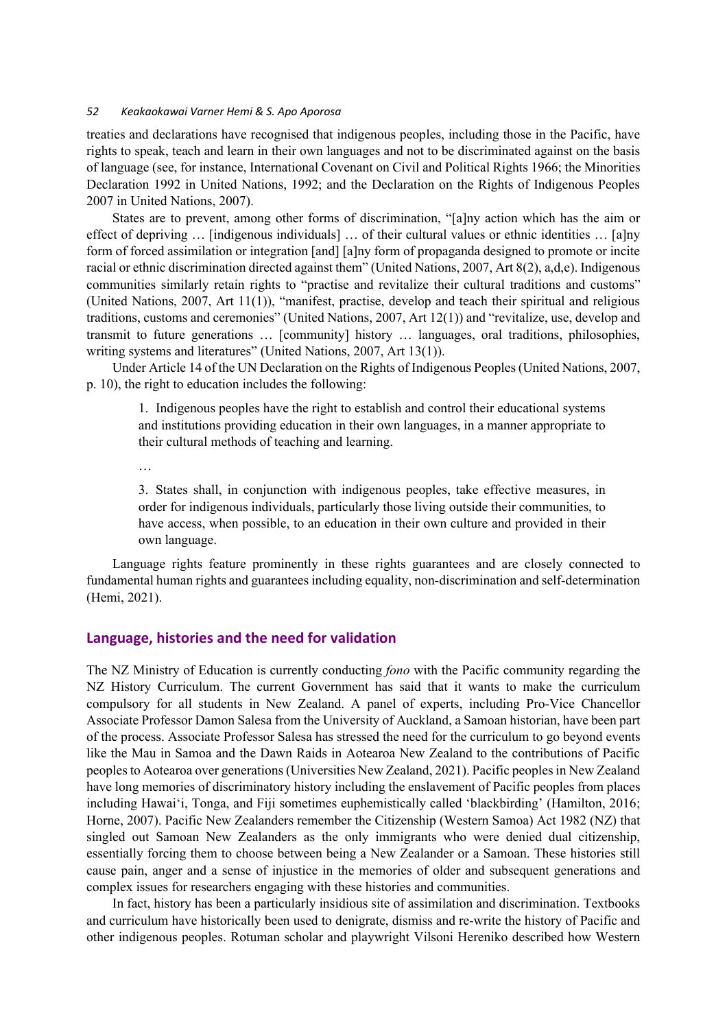treaties and declarations have recognised that indigenous peoples, including those in the Pacific, have rights to speak, teach and learn in their own languages and not to be discriminated against on the basis of language (see, for instance, International Covenant on Civil and Political Rights 1966; the Minorities Declaration 1992 in United Nations, 1992; and the Declaration on the Rights of Indigenous Peoples 2007 in United Nations, 2007).

States are to prevent, among other forms of discrimination, "[a]ny action which has the aim or effect of depriving … [indigenous individuals] … of their cultural values or ethnic identities … [a]ny form of forced assimilation or integration [and] [a]ny form of propaganda designed to promote or incite racial or ethnic discrimination directed against them" (United Nations, 2007, Art 8(2), a,d,e). Indigenous communities similarly retain rights to "practise and revitalize their cultural traditions and customs" (United Nations, 2007, Art 11(1)), "manifest, practise, develop and teach their spiritual and religious traditions, customs and ceremonies" (United Nations, 2007, Art 12(1)) and "revitalize, use, develop and transmit to future generations … [community] history … languages, oral traditions, philosophies, writing systems and literatures" (United Nations, 2007, Art 13(1)).

Under Article 14 of the UN Declaration on the Rights of Indigenous Peoples (United Nations, 2007, p. 10), the right to education includes the following:

> 1. Indigenous peoples have the right to establish and control their educational systems and institutions providing education in their own languages, in a manner appropriate to their cultural methods of teaching and learning.
>
> …
>
> 3. States shall, in conjunction with indigenous peoples, take effective measures, in order for indigenous individuals, particularly those living outside their communities, to have access, when possible, to an education in their own culture and provided in their own language.

Language rights feature prominently in these rights guarantees and are closely connected to fundamental human rights and guarantees including equality, non-discrimination and self-determination (Hemi, 2021).

## Language, histories and the need for validation

The NZ Ministry of Education is currently conducting *fono* with the Pacific community regarding the NZ History Curriculum. The current Government has said that it wants to make the curriculum compulsory for all students in New Zealand. A panel of experts, including Pro-Vice Chancellor Associate Professor Damon Salesa from the University of Auckland, a Samoan historian, have been part of the process. Associate Professor Salesa has stressed the need for the curriculum to go beyond events like the Mau in Samoa and the Dawn Raids in Aotearoa New Zealand to the contributions of Pacific peoples to Aotearoa over generations (Universities New Zealand, 2021). Pacific peoples in New Zealand have long memories of discriminatory history including the enslavement of Pacific peoples from places including Hawai'i, Tonga, and Fiji sometimes euphemistically called 'blackbirding' (Hamilton, 2016; Horne, 2007). Pacific New Zealanders remember the Citizenship (Western Samoa) Act 1982 (NZ) that singled out Samoan New Zealanders as the only immigrants who were denied dual citizenship, essentially forcing them to choose between being a New Zealander or a Samoan. These histories still cause pain, anger and a sense of injustice in the memories of older and subsequent generations and complex issues for researchers engaging with these histories and communities.

In fact, history has been a particularly insidious site of assimilation and discrimination. Textbooks and curriculum have historically been used to denigrate, dismiss and re-write the history of Pacific and other indigenous peoples. Rotuman scholar and playwright Vilsoni Hereniko described how Western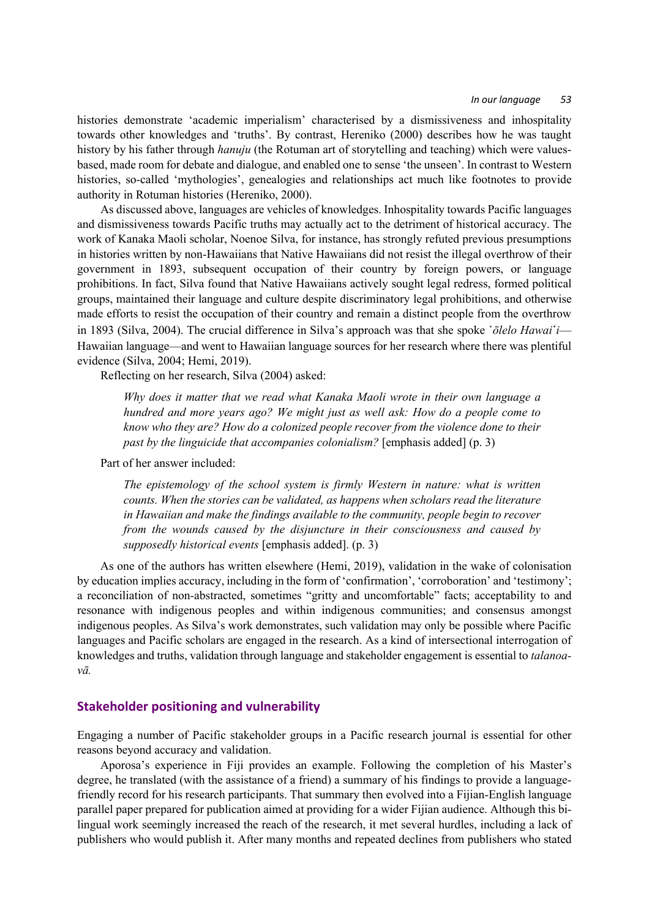histories demonstrate 'academic imperialism' characterised by a dismissiveness and inhospitality towards other knowledges and 'truths'. By contrast, Hereniko (2000) describes how he was taught history by his father through *hanuju* (the Rotuman art of storytelling and teaching) which were values-based, made room for debate and dialogue, and enabled one to sense 'the unseen'. In contrast to Western histories, so-called 'mythologies', genealogies and relationships act much like footnotes to provide authority in Rotuman histories (Hereniko, 2000).

As discussed above, languages are vehicles of knowledges. Inhospitality towards Pacific languages and dismissiveness towards Pacific truths may actually act to the detriment of historical accuracy. The work of Kanaka Maoli scholar, Noenoe Silva, for instance, has strongly refuted previous presumptions in histories written by non-Hawaiians that Native Hawaiians did not resist the illegal overthrow of their government in 1893, subsequent occupation of their country by foreign powers, or language prohibitions. In fact, Silva found that Native Hawaiians actively sought legal redress, formed political groups, maintained their language and culture despite discriminatory legal prohibitions, and otherwise made efforts to resist the occupation of their country and remain a distinct people from the overthrow in 1893 (Silva, 2004). The crucial difference in Silva's approach was that she spoke *ʻōlelo Hawaiʻi*—Hawaiian language—and went to Hawaiian language sources for her research where there was plentiful evidence (Silva, 2004; Hemi, 2019).

Reflecting on her research, Silva (2004) asked:

> *Why does it matter that we read what Kanaka Maoli wrote in their own language a hundred and more years ago? We might just as well ask: How do a people come to know who they are? How do a colonized people recover from the violence done to their past by the linguicide that accompanies colonialism?* [emphasis added] (p. 3)

Part of her answer included:

> *The epistemology of the school system is firmly Western in nature: what is written counts. When the stories can be validated, as happens when scholars read the literature in Hawaiian and make the findings available to the community, people begin to recover from the wounds caused by the disjuncture in their consciousness and caused by supposedly historical events* [emphasis added]. (p. 3)

As one of the authors has written elsewhere (Hemi, 2019), validation in the wake of colonisation by education implies accuracy, including in the form of 'confirmation', 'corroboration' and 'testimony'; a reconciliation of non-abstracted, sometimes "gritty and uncomfortable" facts; acceptability to and resonance with indigenous peoples and within indigenous communities; and consensus amongst indigenous peoples. As Silva's work demonstrates, such validation may only be possible where Pacific languages and Pacific scholars are engaged in the research. As a kind of intersectional interrogation of knowledges and truths, validation through language and stakeholder engagement is essential to *talanoa-vā.*

## Stakeholder positioning and vulnerability

Engaging a number of Pacific stakeholder groups in a Pacific research journal is essential for other reasons beyond accuracy and validation.

Aporosa's experience in Fiji provides an example. Following the completion of his Master's degree, he translated (with the assistance of a friend) a summary of his findings to provide a language-friendly record for his research participants. That summary then evolved into a Fijian-English language parallel paper prepared for publication aimed at providing for a wider Fijian audience. Although this bi-lingual work seemingly increased the reach of the research, it met several hurdles, including a lack of publishers who would publish it. After many months and repeated declines from publishers who stated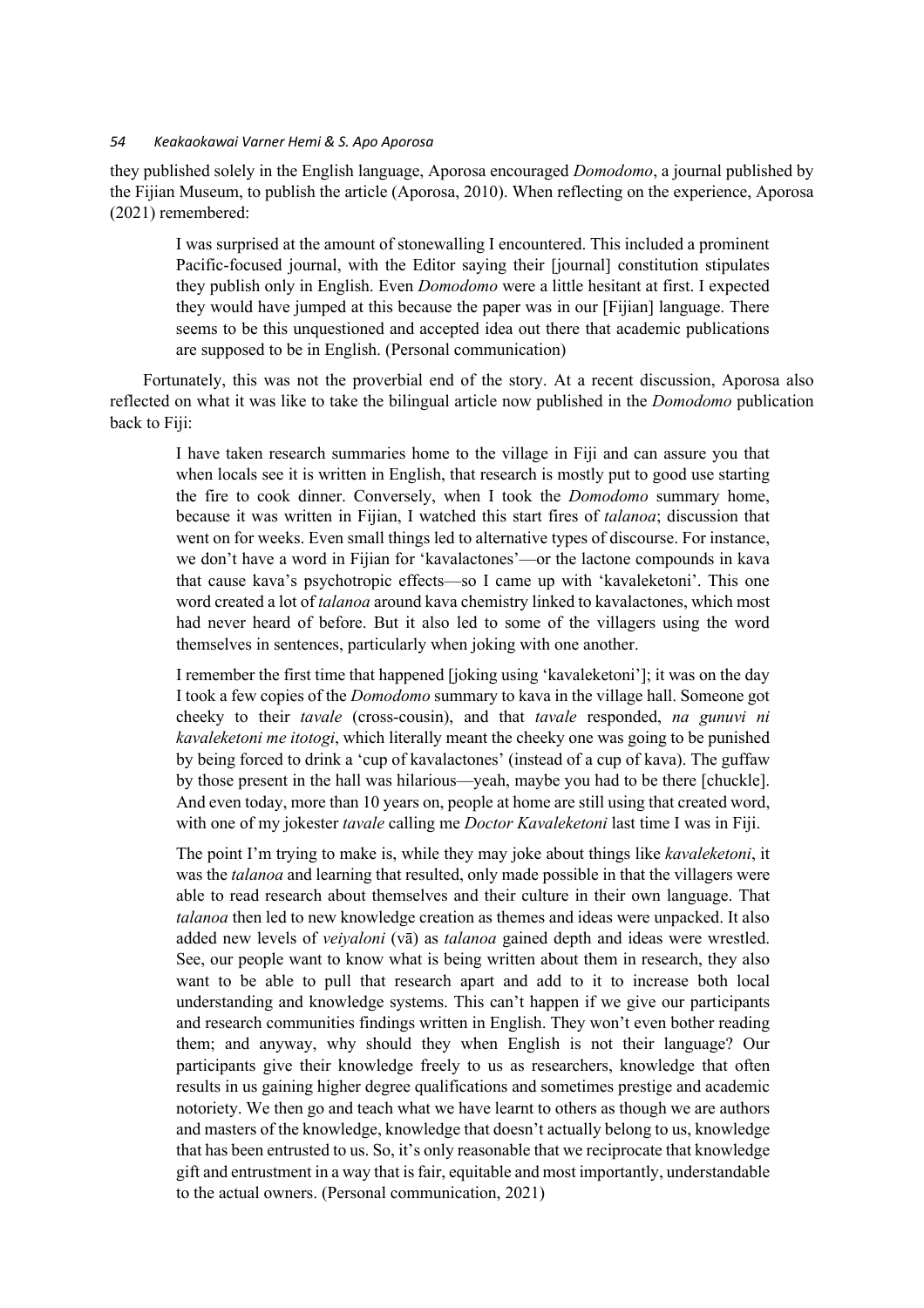they published solely in the English language, Aporosa encouraged *Domodomo*, a journal published by the Fijian Museum, to publish the article (Aporosa, 2010). When reflecting on the experience, Aporosa (2021) remembered:

> I was surprised at the amount of stonewalling I encountered. This included a prominent Pacific-focused journal, with the Editor saying their [journal] constitution stipulates they publish only in English. Even *Domodomo* were a little hesitant at first. I expected they would have jumped at this because the paper was in our [Fijian] language. There seems to be this unquestioned and accepted idea out there that academic publications are supposed to be in English. (Personal communication)

Fortunately, this was not the proverbial end of the story. At a recent discussion, Aporosa also reflected on what it was like to take the bilingual article now published in the *Domodomo* publication back to Fiji:

> I have taken research summaries home to the village in Fiji and can assure you that when locals see it is written in English, that research is mostly put to good use starting the fire to cook dinner. Conversely, when I took the *Domodomo* summary home, because it was written in Fijian, I watched this start fires of *talanoa*; discussion that went on for weeks. Even small things led to alternative types of discourse. For instance, we don't have a word in Fijian for 'kavalactones'—or the lactone compounds in kava that cause kava's psychotropic effects—so I came up with 'kavaleketoni'. This one word created a lot of *talanoa* around kava chemistry linked to kavalactones, which most had never heard of before. But it also led to some of the villagers using the word themselves in sentences, particularly when joking with one another.
>
> I remember the first time that happened [joking using 'kavaleketoni']; it was on the day I took a few copies of the *Domodomo* summary to kava in the village hall. Someone got cheeky to their *tavale* (cross-cousin), and that *tavale* responded, *na gunuvi ni kavaleketoni me itotogi*, which literally meant the cheeky one was going to be punished by being forced to drink a 'cup of kavalactones' (instead of a cup of kava). The guffaw by those present in the hall was hilarious—yeah, maybe you had to be there [chuckle]. And even today, more than 10 years on, people at home are still using that created word, with one of my jokester *tavale* calling me *Doctor Kavaleketoni* last time I was in Fiji.
>
> The point I'm trying to make is, while they may joke about things like *kavaleketoni*, it was the *talanoa* and learning that resulted, only made possible in that the villagers were able to read research about themselves and their culture in their own language. That *talanoa* then led to new knowledge creation as themes and ideas were unpacked. It also added new levels of *veiyaloni* (vā) as *talanoa* gained depth and ideas were wrestled. See, our people want to know what is being written about them in research, they also want to be able to pull that research apart and add to it to increase both local understanding and knowledge systems. This can't happen if we give our participants and research communities findings written in English. They won't even bother reading them; and anyway, why should they when English is not their language? Our participants give their knowledge freely to us as researchers, knowledge that often results in us gaining higher degree qualifications and sometimes prestige and academic notoriety. We then go and teach what we have learnt to others as though we are authors and masters of the knowledge, knowledge that doesn't actually belong to us, knowledge that has been entrusted to us. So, it's only reasonable that we reciprocate that knowledge gift and entrustment in a way that is fair, equitable and most importantly, understandable to the actual owners. (Personal communication, 2021)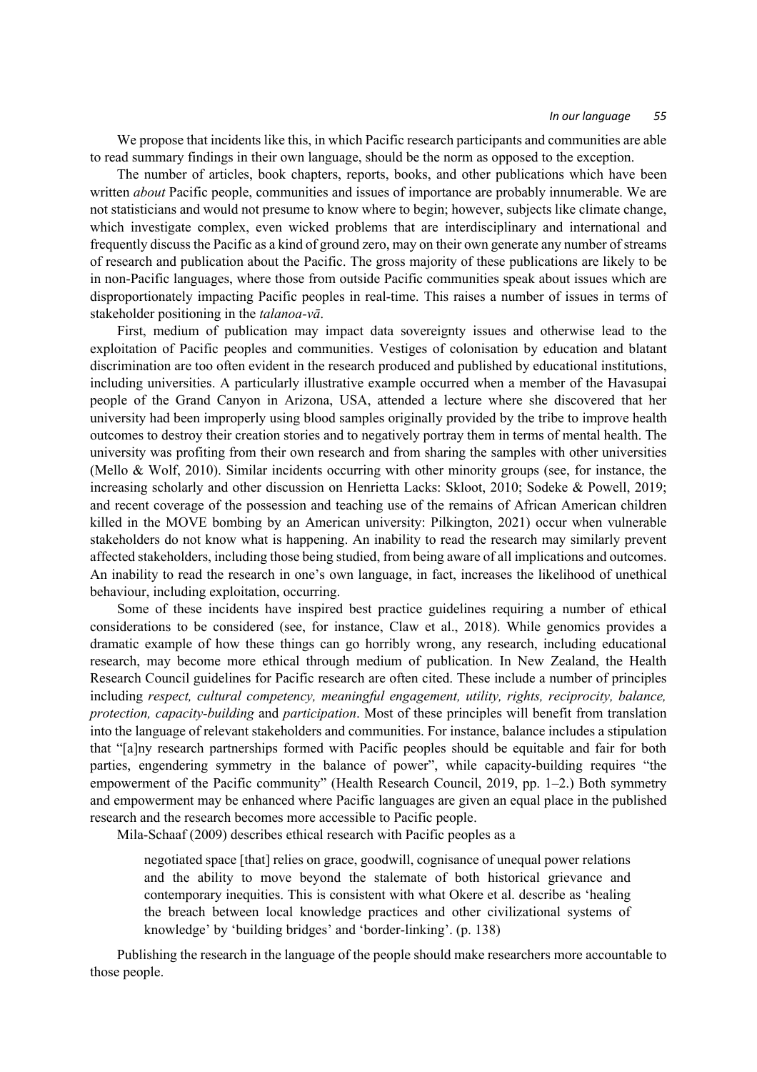We propose that incidents like this, in which Pacific research participants and communities are able to read summary findings in their own language, should be the norm as opposed to the exception.

The number of articles, book chapters, reports, books, and other publications which have been written *about* Pacific people, communities and issues of importance are probably innumerable. We are not statisticians and would not presume to know where to begin; however, subjects like climate change, which investigate complex, even wicked problems that are interdisciplinary and international and frequently discuss the Pacific as a kind of ground zero, may on their own generate any number of streams of research and publication about the Pacific. The gross majority of these publications are likely to be in non-Pacific languages, where those from outside Pacific communities speak about issues which are disproportionately impacting Pacific peoples in real-time. This raises a number of issues in terms of stakeholder positioning in the *talanoa-vā*.

First, medium of publication may impact data sovereignty issues and otherwise lead to the exploitation of Pacific peoples and communities. Vestiges of colonisation by education and blatant discrimination are too often evident in the research produced and published by educational institutions, including universities. A particularly illustrative example occurred when a member of the Havasupai people of the Grand Canyon in Arizona, USA, attended a lecture where she discovered that her university had been improperly using blood samples originally provided by the tribe to improve health outcomes to destroy their creation stories and to negatively portray them in terms of mental health. The university was profiting from their own research and from sharing the samples with other universities (Mello & Wolf, 2010). Similar incidents occurring with other minority groups (see, for instance, the increasing scholarly and other discussion on Henrietta Lacks: Skloot, 2010; Sodeke & Powell, 2019; and recent coverage of the possession and teaching use of the remains of African American children killed in the MOVE bombing by an American university: Pilkington, 2021) occur when vulnerable stakeholders do not know what is happening. An inability to read the research may similarly prevent affected stakeholders, including those being studied, from being aware of all implications and outcomes. An inability to read the research in one's own language, in fact, increases the likelihood of unethical behaviour, including exploitation, occurring.

Some of these incidents have inspired best practice guidelines requiring a number of ethical considerations to be considered (see, for instance, Claw et al., 2018). While genomics provides a dramatic example of how these things can go horribly wrong, any research, including educational research, may become more ethical through medium of publication. In New Zealand, the Health Research Council guidelines for Pacific research are often cited. These include a number of principles including *respect, cultural competency, meaningful engagement, utility, rights, reciprocity, balance, protection, capacity-building* and *participation*. Most of these principles will benefit from translation into the language of relevant stakeholders and communities. For instance, balance includes a stipulation that "[a]ny research partnerships formed with Pacific peoples should be equitable and fair for both parties, engendering symmetry in the balance of power", while capacity-building requires "the empowerment of the Pacific community" (Health Research Council, 2019, pp. 1–2.) Both symmetry and empowerment may be enhanced where Pacific languages are given an equal place in the published research and the research becomes more accessible to Pacific people.

Mila-Schaaf (2009) describes ethical research with Pacific peoples as a

> negotiated space [that] relies on grace, goodwill, cognisance of unequal power relations and the ability to move beyond the stalemate of both historical grievance and contemporary inequities. This is consistent with what Okere et al. describe as 'healing the breach between local knowledge practices and other civilizational systems of knowledge' by 'building bridges' and 'border-linking'. (p. 138)

Publishing the research in the language of the people should make researchers more accountable to those people.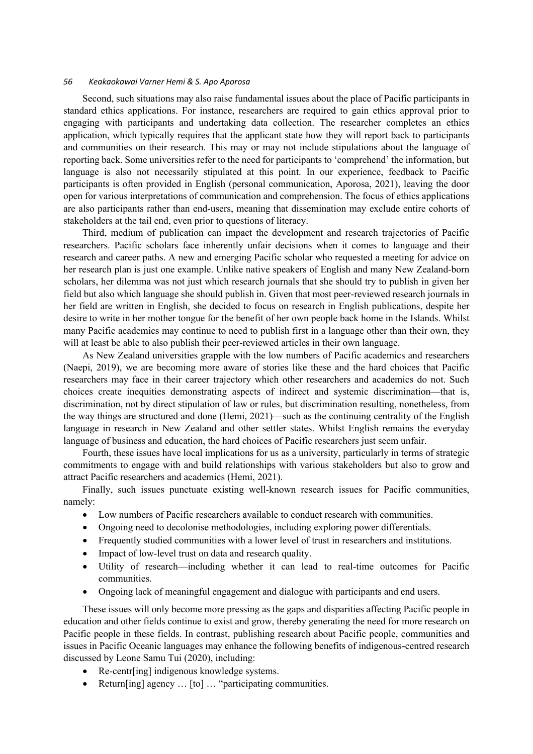Second, such situations may also raise fundamental issues about the place of Pacific participants in standard ethics applications. For instance, researchers are required to gain ethics approval prior to engaging with participants and undertaking data collection. The researcher completes an ethics application, which typically requires that the applicant state how they will report back to participants and communities on their research. This may or may not include stipulations about the language of reporting back. Some universities refer to the need for participants to 'comprehend' the information, but language is also not necessarily stipulated at this point. In our experience, feedback to Pacific participants is often provided in English (personal communication, Aporosa, 2021), leaving the door open for various interpretations of communication and comprehension. The focus of ethics applications are also participants rather than end-users, meaning that dissemination may exclude entire cohorts of stakeholders at the tail end, even prior to questions of literacy.

Third, medium of publication can impact the development and research trajectories of Pacific researchers. Pacific scholars face inherently unfair decisions when it comes to language and their research and career paths. A new and emerging Pacific scholar who requested a meeting for advice on her research plan is just one example. Unlike native speakers of English and many New Zealand-born scholars, her dilemma was not just which research journals that she should try to publish in given her field but also which language she should publish in. Given that most peer-reviewed research journals in her field are written in English, she decided to focus on research in English publications, despite her desire to write in her mother tongue for the benefit of her own people back home in the Islands. Whilst many Pacific academics may continue to need to publish first in a language other than their own, they will at least be able to also publish their peer-reviewed articles in their own language.

As New Zealand universities grapple with the low numbers of Pacific academics and researchers (Naepi, 2019), we are becoming more aware of stories like these and the hard choices that Pacific researchers may face in their career trajectory which other researchers and academics do not. Such choices create inequities demonstrating aspects of indirect and systemic discrimination—that is, discrimination, not by direct stipulation of law or rules, but discrimination resulting, nonetheless, from the way things are structured and done (Hemi, 2021)—such as the continuing centrality of the English language in research in New Zealand and other settler states. Whilst English remains the everyday language of business and education, the hard choices of Pacific researchers just seem unfair.

Fourth, these issues have local implications for us as a university, particularly in terms of strategic commitments to engage with and build relationships with various stakeholders but also to grow and attract Pacific researchers and academics (Hemi, 2021).

Finally, such issues punctuate existing well-known research issues for Pacific communities, namely:

- Low numbers of Pacific researchers available to conduct research with communities.
- Ongoing need to decolonise methodologies, including exploring power differentials.
- Frequently studied communities with a lower level of trust in researchers and institutions.
- Impact of low-level trust on data and research quality.
- Utility of research—including whether it can lead to real-time outcomes for Pacific communities.
- Ongoing lack of meaningful engagement and dialogue with participants and end users.

These issues will only become more pressing as the gaps and disparities affecting Pacific people in education and other fields continue to exist and grow, thereby generating the need for more research on Pacific people in these fields. In contrast, publishing research about Pacific people, communities and issues in Pacific Oceanic languages may enhance the following benefits of indigenous-centred research discussed by Leone Samu Tui (2020), including:

- Re-centr[ing] indigenous knowledge systems.
- Return[ing] agency … [to] … "participating communities.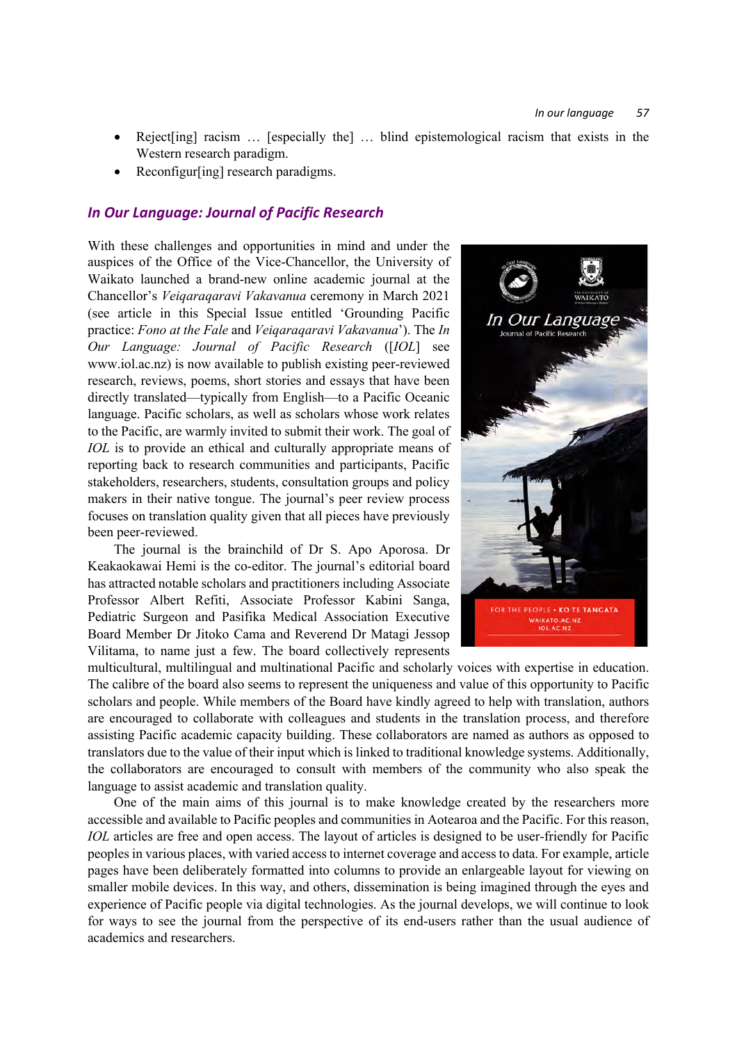- Reject[ing] racism … [especially the] … blind epistemological racism that exists in the Western research paradigm.
- Reconfigur[ing] research paradigms.

## *In Our Language: Journal of Pacific Research*

With these challenges and opportunities in mind and under the auspices of the Office of the Vice-Chancellor, the University of Waikato launched a brand-new online academic journal at the Chancellor's *Veiqaraqaravi Vakavanua* ceremony in March 2021 (see article in this Special Issue entitled 'Grounding Pacific practice: *Fono at the Fale* and *Veiqaraqaravi Vakavanua*'). The *In Our Language: Journal of Pacific Research* ([*IOL*] see www.iol.ac.nz) is now available to publish existing peer-reviewed research, reviews, poems, short stories and essays that have been directly translated—typically from English—to a Pacific Oceanic language. Pacific scholars, as well as scholars whose work relates to the Pacific, are warmly invited to submit their work. The goal of *IOL* is to provide an ethical and culturally appropriate means of reporting back to research communities and participants, Pacific stakeholders, researchers, students, consultation groups and policy makers in their native tongue. The journal's peer review process focuses on translation quality given that all pieces have previously been peer-reviewed.

The journal is the brainchild of Dr S. Apo Aporosa. Dr Keakaokawai Hemi is the co-editor. The journal's editorial board has attracted notable scholars and practitioners including Associate Professor Albert Refiti, Associate Professor Kabini Sanga, Pediatric Surgeon and Pasifika Medical Association Executive Board Member Dr Jitoko Cama and Reverend Dr Matagi Jessop Vilitama, to name just a few. The board collectively represents multicultural, multilingual and multinational Pacific and scholarly voices with expertise in education. The calibre of the board also seems to represent the uniqueness and value of this opportunity to Pacific scholars and people. While members of the Board have kindly agreed to help with translation, authors are encouraged to collaborate with colleagues and students in the translation process, and therefore assisting Pacific academic capacity building. These collaborators are named as authors as opposed to translators due to the value of their input which is linked to traditional knowledge systems. Additionally, the collaborators are encouraged to consult with members of the community who also speak the language to assist academic and translation quality.

One of the main aims of this journal is to make knowledge created by the researchers more accessible and available to Pacific peoples and communities in Aotearoa and the Pacific. For this reason, *IOL* articles are free and open access. The layout of articles is designed to be user-friendly for Pacific peoples in various places, with varied access to internet coverage and access to data. For example, article pages have been deliberately formatted into columns to provide an enlargeable layout for viewing on smaller mobile devices. In this way, and others, dissemination is being imagined through the eyes and experience of Pacific people via digital technologies. As the journal develops, we will continue to look for ways to see the journal from the perspective of its end-users rather than the usual audience of academics and researchers.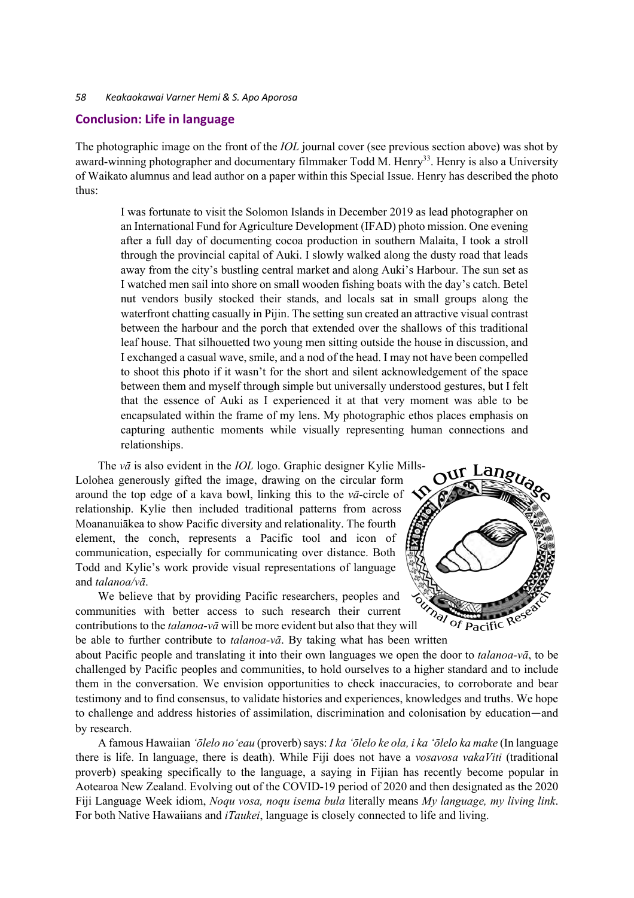## Conclusion: Life in language

The photographic image on the front of the *IOL* journal cover (see previous section above) was shot by award-winning photographer and documentary filmmaker Todd M. Henry[33]. Henry is also a University of Waikato alumnus and lead author on a paper within this Special Issue. Henry has described the photo thus:

> I was fortunate to visit the Solomon Islands in December 2019 as lead photographer on an International Fund for Agriculture Development (IFAD) photo mission. One evening after a full day of documenting cocoa production in southern Malaita, I took a stroll through the provincial capital of Auki. I slowly walked along the dusty road that leads away from the city's bustling central market and along Auki's Harbour. The sun set as I watched men sail into shore on small wooden fishing boats with the day's catch. Betel nut vendors busily stocked their stands, and locals sat in small groups along the waterfront chatting casually in Pijin. The setting sun created an attractive visual contrast between the harbour and the porch that extended over the shallows of this traditional leaf house. That silhouetted two young men sitting outside the house in discussion, and I exchanged a casual wave, smile, and a nod of the head. I may not have been compelled to shoot this photo if it wasn't for the short and silent acknowledgement of the space between them and myself through simple but universally understood gestures, but I felt that the essence of Auki as I experienced it at that very moment was able to be encapsulated within the frame of my lens. My photographic ethos places emphasis on capturing authentic moments while visually representing human connections and relationships.

The *vā* is also evident in the *IOL* logo. Graphic designer Kylie Mills-Lolohea generously gifted the image, drawing on the circular form around the top edge of a kava bowl, linking this to the *vā*-circle of relationship. Kylie then included traditional patterns from across Moananuiākea to show Pacific diversity and relationality. The fourth element, the conch, represents a Pacific tool and icon of communication, especially for communicating over distance. Both Todd and Kylie's work provide visual representations of language and *talanoa/vā*.

We believe that by providing Pacific researchers, peoples and communities with better access to such research their current contributions to the *talanoa-vā* will be more evident but also that they will be able to further contribute to *talanoa-vā*. By taking what has been written about Pacific people and translating it into their own languages we open the door to *talanoa-vā*, to be challenged by Pacific peoples and communities, to hold ourselves to a higher standard and to include them in the conversation. We envision opportunities to check inaccuracies, to corroborate and bear testimony and to find consensus, to validate histories and experiences, knowledges and truths. We hope to challenge and address histories of assimilation, discrimination and colonisation by education—and by research.

A famous Hawaiian *ʻōlelo noʻeau* (proverb) says: *I ka ʻōlelo ke ola, i ka ʻōlelo ka make* (In language there is life. In language, there is death). While Fiji does not have a *vosavosa vakaViti* (traditional proverb) speaking specifically to the language, a saying in Fijian has recently become popular in Aotearoa New Zealand. Evolving out of the COVID-19 period of 2020 and then designated as the 2020 Fiji Language Week idiom, *Noqu vosa, noqu isema bula* literally means *My language, my living link*. For both Native Hawaiians and *iTaukei*, language is closely connected to life and living.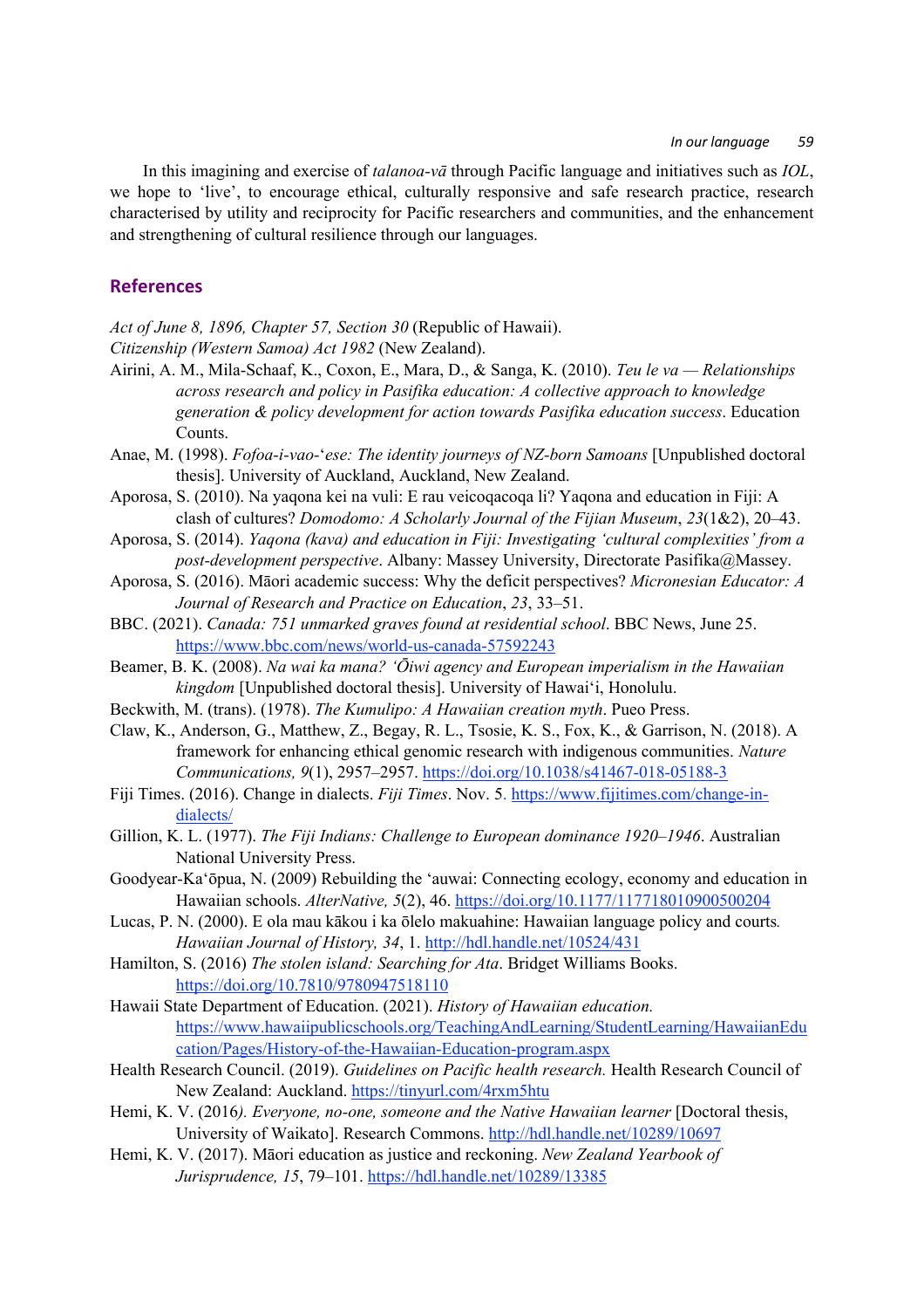In this imagining and exercise of *talanoa-vā* through Pacific language and initiatives such as *IOL*, we hope to 'live', to encourage ethical, culturally responsive and safe research practice, research characterised by utility and reciprocity for Pacific researchers and communities, and the enhancement and strengthening of cultural resilience through our languages.

## References

*Act of June 8, 1896, Chapter 57, Section 30* (Republic of Hawaii).

*Citizenship (Western Samoa) Act 1982* (New Zealand).

Airini, A. M., Mila-Schaaf, K., Coxon, E., Mara, D., & Sanga, K. (2010). *Teu le va — Relationships across research and policy in Pasifika education: A collective approach to knowledge generation & policy development for action towards Pasifika education success*. Education Counts.

Anae, M. (1998). *Fofoa-i-vao-'ese: The identity journeys of NZ-born Samoans* [Unpublished doctoral thesis]. University of Auckland, Auckland, New Zealand.

Aporosa, S. (2010). Na yaqona kei na vuli: E rau veicoqacoqa li? Yaqona and education in Fiji: A clash of cultures? *Domodomo: A Scholarly Journal of the Fijian Museum*, *23*(1&2), 20–43.

Aporosa, S. (2014). *Yaqona (kava) and education in Fiji: Investigating 'cultural complexities' from a post-development perspective*. Albany: Massey University, Directorate Pasifika@Massey.

Aporosa, S. (2016). Māori academic success: Why the deficit perspectives? *Micronesian Educator: A Journal of Research and Practice on Education*, *23*, 33–51.

BBC. (2021). *Canada: 751 unmarked graves found at residential school*. BBC News, June 25. https://www.bbc.com/news/world-us-canada-57592243

Beamer, B. K. (2008). *Na wai ka mana? 'Ōiwi agency and European imperialism in the Hawaiian kingdom* [Unpublished doctoral thesis]. University of Hawai'i, Honolulu.

Beckwith, M. (trans). (1978). *The Kumulipo: A Hawaiian creation myth*. Pueo Press.

Claw, K., Anderson, G., Matthew, Z., Begay, R. L., Tsosie, K. S., Fox, K., & Garrison, N. (2018). A framework for enhancing ethical genomic research with indigenous communities. *Nature Communications, 9*(1), 2957–2957. https://doi.org/10.1038/s41467-018-05188-3

Fiji Times. (2016). Change in dialects. *Fiji Times*. Nov. 5. https://www.fijitimes.com/change-in-dialects/

Gillion, K. L. (1977). *The Fiji Indians: Challenge to European dominance 1920–1946*. Australian National University Press.

Goodyear-Ka'ōpua, N. (2009) Rebuilding the 'auwai: Connecting ecology, economy and education in Hawaiian schools. *AlterNative, 5*(2), 46. https://doi.org/10.1177/117718010900500204

Lucas, P. N. (2000). E ola mau kākou i ka ōlelo makuahine: Hawaiian language policy and courts*. Hawaiian Journal of History, 34*, 1. http://hdl.handle.net/10524/431

Hamilton, S. (2016) *The stolen island: Searching for Ata*. Bridget Williams Books. https://doi.org/10.7810/9780947518110

Hawaii State Department of Education. (2021). *History of Hawaiian education.* https://www.hawaiipublicschools.org/TeachingAndLearning/StudentLearning/HawaiianEducation/Pages/History-of-the-Hawaiian-Education-program.aspx

Health Research Council. (2019). *Guidelines on Pacific health research.* Health Research Council of New Zealand: Auckland. https://tinyurl.com/4rxm5htu

Hemi, K. V. (2016*). Everyone, no-one, someone and the Native Hawaiian learner* [Doctoral thesis, University of Waikato]. Research Commons. http://hdl.handle.net/10289/10697

Hemi, K. V. (2017). Māori education as justice and reckoning. *New Zealand Yearbook of Jurisprudence, 15*, 79–101. https://hdl.handle.net/10289/13385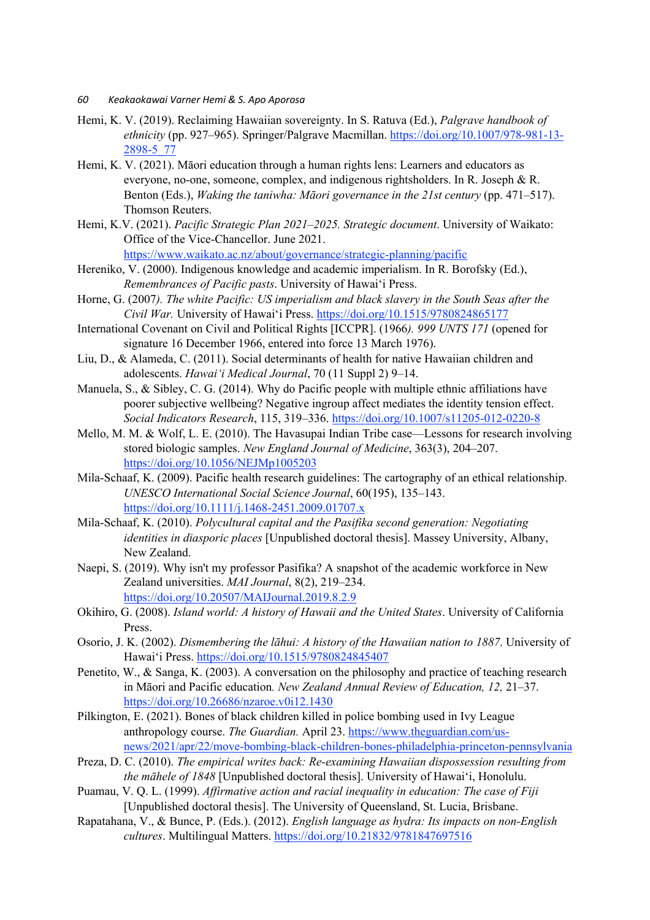Hemi, K. V. (2019). Reclaiming Hawaiian sovereignty. In S. Ratuva (Ed.), *Palgrave handbook of ethnicity* (pp. 927–965). Springer/Palgrave Macmillan. https://doi.org/10.1007/978-981-13-2898-5_77

Hemi, K. V. (2021). Māori education through a human rights lens: Learners and educators as everyone, no-one, someone, complex, and indigenous rightsholders. In R. Joseph & R. Benton (Eds.), *Waking the taniwha: Māori governance in the 21st century* (pp. 471–517). Thomson Reuters.

Hemi, K.V. (2021). *Pacific Strategic Plan 2021–2025. Strategic document*. University of Waikato: Office of the Vice-Chancellor. June 2021. https://www.waikato.ac.nz/about/governance/strategic-planning/pacific

Hereniko, V. (2000). Indigenous knowledge and academic imperialism. In R. Borofsky (Ed.), *Remembrances of Pacific pasts*. University of Hawaiʻi Press.

Horne, G. (2007*). The white Pacific: US imperialism and black slavery in the South Seas after the Civil War.* University of Hawaiʻi Press. https://doi.org/10.1515/9780824865177

International Covenant on Civil and Political Rights [ICCPR]. (1966*). 999 UNTS 171* (opened for signature 16 December 1966, entered into force 13 March 1976).

Liu, D., & Alameda, C. (2011). Social determinants of health for native Hawaiian children and adolescents. *Hawaiʻi Medical Journal*, 70 (11 Suppl 2) 9–14.

Manuela, S., & Sibley, C. G. (2014). Why do Pacific people with multiple ethnic affiliations have poorer subjective wellbeing? Negative ingroup affect mediates the identity tension effect. *Social Indicators Research*, 115, 319–336. https://doi.org/10.1007/s11205-012-0220-8

Mello, M. M. & Wolf, L. E. (2010). The Havasupai Indian Tribe case—Lessons for research involving stored biologic samples. *New England Journal of Medicine*, 363(3), 204–207. https://doi.org/10.1056/NEJMp1005203

Mila-Schaaf, K. (2009). Pacific health research guidelines: The cartography of an ethical relationship. *UNESCO International Social Science Journal*, 60(195), 135–143. https://doi.org/10.1111/j.1468-2451.2009.01707.x

Mila-Schaaf, K. (2010). *Polycultural capital and the Pasifika second generation: Negotiating identities in diasporic places* [Unpublished doctoral thesis]. Massey University, Albany, New Zealand.

Naepi, S. (2019). Why isn't my professor Pasifika? A snapshot of the academic workforce in New Zealand universities. *MAI Journal*, 8(2), 219–234. https://doi.org/10.20507/MAIJournal.2019.8.2.9

Okihiro, G. (2008). *Island world: A history of Hawaii and the United States*. University of California Press.

Osorio, J. K. (2002). *Dismembering the lāhui: A history of the Hawaiian nation to 1887*. University of Hawaiʻi Press. https://doi.org/10.1515/9780824845407

Penetito, W., & Sanga, K. (2003). A conversation on the philosophy and practice of teaching research in Māori and Pacific education*. New Zealand Annual Review of Education, 12,* 21–37. https://doi.org/10.26686/nzaroe.v0i12.1430

Pilkington, E. (2021). Bones of black children killed in police bombing used in Ivy League anthropology course. *The Guardian.* April 23. https://www.theguardian.com/us-news/2021/apr/22/move-bombing-black-children-bones-philadelphia-princeton-pennsylvania

Preza, D. C. (2010). *The empirical writes back: Re-examining Hawaiian dispossession resulting from the māhele of 1848* [Unpublished doctoral thesis]. University of Hawaiʻi, Honolulu.

Puamau, V. Q. L. (1999). *Affirmative action and racial inequality in education: The case of Fiji* [Unpublished doctoral thesis]. The University of Queensland, St. Lucia, Brisbane.

Rapatahana, V., & Bunce, P. (Eds.). (2012). *English language as hydra: Its impacts on non-English cultures*. Multilingual Matters. https://doi.org/10.21832/9781847697516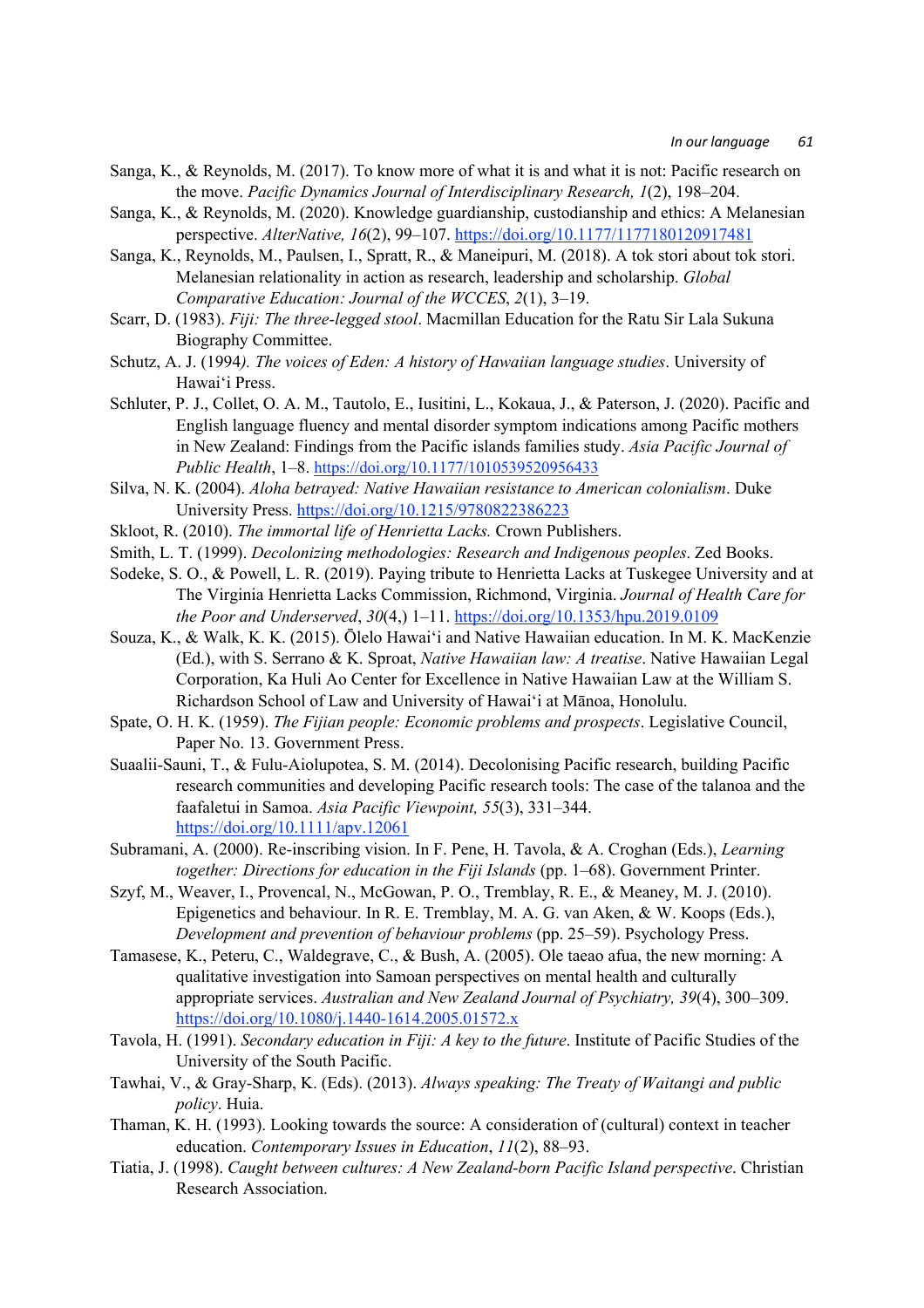Sanga, K., & Reynolds, M. (2017). To know more of what it is and what it is not: Pacific research on the move. *Pacific Dynamics Journal of Interdisciplinary Research, 1*(2), 198–204.

Sanga, K., & Reynolds, M. (2020). Knowledge guardianship, custodianship and ethics: A Melanesian perspective. *AlterNative, 16*(2), 99–107. https://doi.org/10.1177/1177180120917481

Sanga, K., Reynolds, M., Paulsen, I., Spratt, R., & Maneipuri, M. (2018). A tok stori about tok stori. Melanesian relationality in action as research, leadership and scholarship. *Global Comparative Education: Journal of the WCCES*, *2*(1), 3–19.

Scarr, D. (1983). *Fiji: The three-legged stool*. Macmillan Education for the Ratu Sir Lala Sukuna Biography Committee.

Schutz, A. J. (1994*). The voices of Eden: A history of Hawaiian language studies*. University of Hawaiʻi Press.

Schluter, P. J., Collet, O. A. M., Tautolo, E., Iusitini, L., Kokaua, J., & Paterson, J. (2020). Pacific and English language fluency and mental disorder symptom indications among Pacific mothers in New Zealand: Findings from the Pacific islands families study. *Asia Pacific Journal of Public Health*, 1–8. https://doi.org/10.1177/1010539520956433

Silva, N. K. (2004). *Aloha betrayed: Native Hawaiian resistance to American colonialism*. Duke University Press. https://doi.org/10.1215/9780822386223

Skloot, R. (2010). *The immortal life of Henrietta Lacks.* Crown Publishers.

Smith, L. T. (1999). *Decolonizing methodologies: Research and Indigenous peoples*. Zed Books.

Sodeke, S. O., & Powell, L. R. (2019). Paying tribute to Henrietta Lacks at Tuskegee University and at The Virginia Henrietta Lacks Commission, Richmond, Virginia. *Journal of Health Care for the Poor and Underserved*, *30*(4,) 1–11. https://doi.org/10.1353/hpu.2019.0109

Souza, K., & Walk, K. K. (2015). Ōlelo Hawaiʻi and Native Hawaiian education. In M. K. MacKenzie (Ed.), with S. Serrano & K. Sproat, *Native Hawaiian law: A treatise*. Native Hawaiian Legal Corporation, Ka Huli Ao Center for Excellence in Native Hawaiian Law at the William S. Richardson School of Law and University of Hawaiʻi at Mānoa, Honolulu.

Spate, O. H. K. (1959). *The Fijian people: Economic problems and prospects*. Legislative Council, Paper No. 13. Government Press.

Suaalii-Sauni, T., & Fulu-Aiolupotea, S. M. (2014). Decolonising Pacific research, building Pacific research communities and developing Pacific research tools: The case of the talanoa and the faafaletui in Samoa. *Asia Pacific Viewpoint, 55*(3), 331–344. https://doi.org/10.1111/apv.12061

Subramani, A. (2000). Re-inscribing vision. In F. Pene, H. Tavola, & A. Croghan (Eds.), *Learning together: Directions for education in the Fiji Islands* (pp. 1–68). Government Printer.

Szyf, M., Weaver, I., Provencal, N., McGowan, P. O., Tremblay, R. E., & Meaney, M. J. (2010). Epigenetics and behaviour. In R. E. Tremblay, M. A. G. van Aken, & W. Koops (Eds.), *Development and prevention of behaviour problems* (pp. 25–59). Psychology Press.

Tamasese, K., Peteru, C., Waldegrave, C., & Bush, A. (2005). Ole taeao afua, the new morning: A qualitative investigation into Samoan perspectives on mental health and culturally appropriate services. *Australian and New Zealand Journal of Psychiatry, 39*(4), 300–309. https://doi.org/10.1080/j.1440-1614.2005.01572.x

Tavola, H. (1991). *Secondary education in Fiji: A key to the future*. Institute of Pacific Studies of the University of the South Pacific.

Tawhai, V., & Gray-Sharp, K. (Eds). (2013). *Always speaking: The Treaty of Waitangi and public policy*. Huia.

Thaman, K. H. (1993). Looking towards the source: A consideration of (cultural) context in teacher education. *Contemporary Issues in Education*, *11*(2), 88–93.

Tiatia, J. (1998). *Caught between cultures: A New Zealand-born Pacific Island perspective*. Christian Research Association.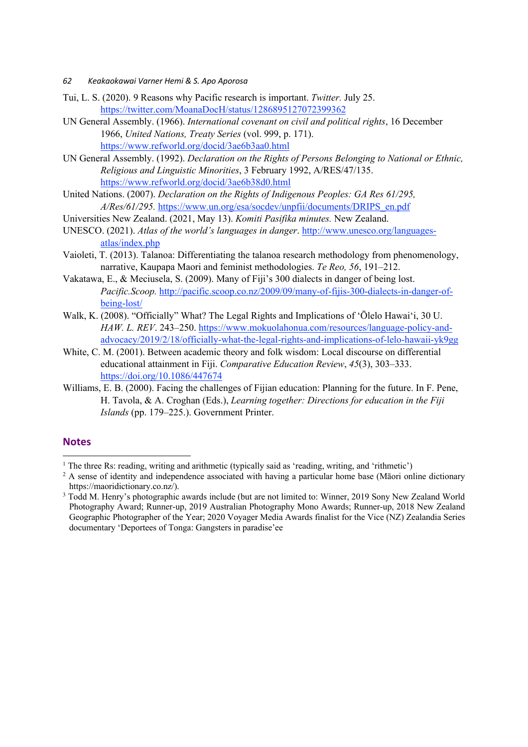Tui, L. S. (2020). 9 Reasons why Pacific research is important. *Twitter.* July 25. https://twitter.com/MoanaDocH/status/1286895127072399362

UN General Assembly. (1966). *International covenant on civil and political rights*, 16 December 1966, *United Nations, Treaty Series* (vol. 999, p. 171). https://www.refworld.org/docid/3ae6b3aa0.html

UN General Assembly. (1992). *Declaration on the Rights of Persons Belonging to National or Ethnic, Religious and Linguistic Minorities*, 3 February 1992, A/RES/47/135. https://www.refworld.org/docid/3ae6b38d0.html

United Nations. (2007). *Declaration on the Rights of Indigenous Peoples: GA Res 61/295, A/Res/61/295.* https://www.un.org/esa/socdev/unpfii/documents/DRIPS_en.pdf

Universities New Zealand. (2021, May 13). *Komiti Pasifika minutes.* New Zealand.

UNESCO. (2021). *Atlas of the world's languages in danger*. http://www.unesco.org/languages-atlas/index.php

Vaioleti, T. (2013). Talanoa: Differentiating the talanoa research methodology from phenomenology, narrative, Kaupapa Maori and feminist methodologies. *Te Reo, 56*, 191–212.

Vakatawa, E., & Meciusela, S. (2009). Many of Fiji's 300 dialects in danger of being lost. *Pacific.Scoop.* http://pacific.scoop.co.nz/2009/09/many-of-fijis-300-dialects-in-danger-of-being-lost/

Walk, K. (2008). "Officially" What? The Legal Rights and Implications of ʻŌlelo Hawaiʻi, 30 U. *HAW. L. REV*. 243–250. https://www.mokuolahonua.com/resources/language-policy-and-advocacy/2019/2/18/officially-what-the-legal-rights-and-implications-of-lelo-hawaii-yk9gg

White, C. M. (2001). Between academic theory and folk wisdom: Local discourse on differential educational attainment in Fiji. *Comparative Education Review*, *45*(3), 303–333. https://doi.org/10.1086/447674

Williams, E. B. (2000). Facing the challenges of Fijian education: Planning for the future. In F. Pene, H. Tavola, & A. Croghan (Eds.), *Learning together: Directions for education in the Fiji Islands* (pp. 179–225.). Government Printer.

## Notes

[1] The three Rs: reading, writing and arithmetic (typically said as 'reading, writing, and 'rithmetic')

[2] A sense of identity and independence associated with having a particular home base (Māori online dictionary https://maoridictionary.co.nz/).

[3] Todd M. Henry's photographic awards include (but are not limited to: Winner, 2019 Sony New Zealand World Photography Award; Runner-up, 2019 Australian Photography Mono Awards; Runner-up, 2018 New Zealand Geographic Photographer of the Year; 2020 Voyager Media Awards finalist for the Vice (NZ) Zealandia Series documentary 'Deportees of Tonga: Gangsters in paradise'ee